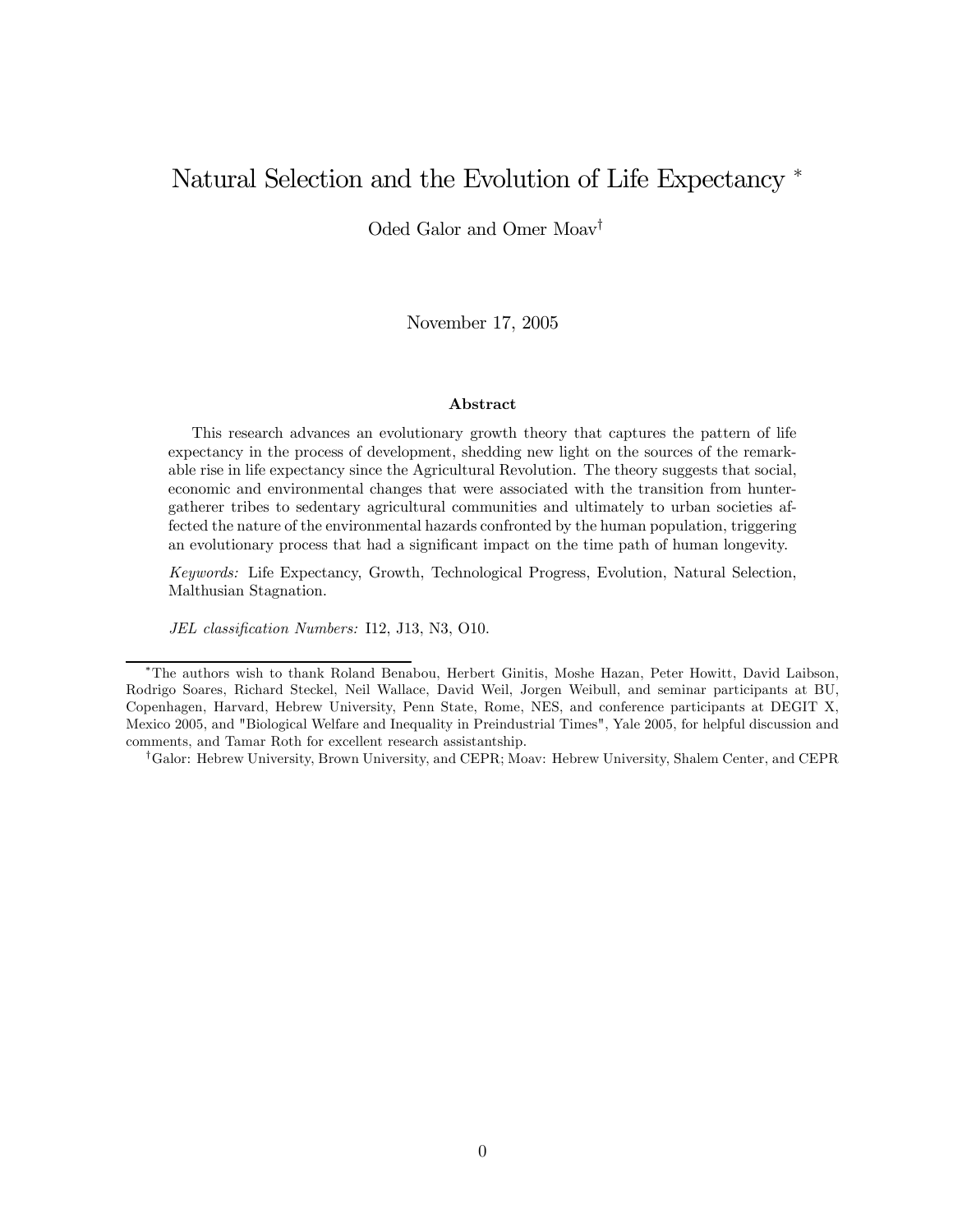# Natural Selection and the Evolution of Life Expectancy *

Oded Galor and Omer Moav†

November 17, 2005

### Abstract

This research advances an evolutionary growth theory that captures the pattern of life expectancy in the process of development, shedding new light on the sources of the remarkable rise in life expectancy since the Agricultural Revolution. The theory suggests that social, economic and environmental changes that were associated with the transition from hunter-gatherer tribes to sedentary agricultural communities and ultimately to urban societies affected the nature of the environmental hazards confronted by the human population, triggering an evolutionary process that had a significant impact on the time path of human longevity.

*Keywords:* Life Expectancy, Growth, Technological Progress, Evolution, Natural Selection, Malthusian Stagnation.

*JEL classification Numbers:* I12, J13, N3, O10.

---

*The authors wish to thank Roland Benabou, Herbert Ginitis, Moshe Hazan, Peter Howitt, David Laibson, Rodrigo Soares, Richard Steckel, Neil Wallace, David Weil, Jorgen Weibull, and seminar participants at BU, Copenhagen, Harvard, Hebrew University, Penn State, Rome, NES, and conference participants at DEGIT X, Mexico 2005, and "Biological Welfare and Inequality in Preindustrial Times", Yale 2005, for helpful discussion and comments, and Tamar Roth for excellent research assistantship.

†Galor: Hebrew University, Brown University, and CEPR; Moav: Hebrew University, Shalem Center, and CEPR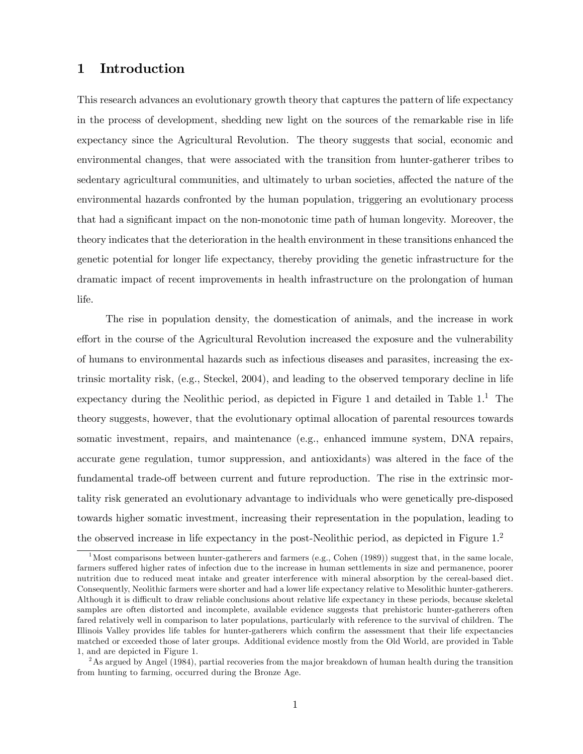# 1 Introduction

This research advances an evolutionary growth theory that captures the pattern of life expectancy in the process of development, shedding new light on the sources of the remarkable rise in life expectancy since the Agricultural Revolution. The theory suggests that social, economic and environmental changes, that were associated with the transition from hunter-gatherer tribes to sedentary agricultural communities, and ultimately to urban societies, affected the nature of the environmental hazards confronted by the human population, triggering an evolutionary process that had a significant impact on the non-monotonic time path of human longevity. Moreover, the theory indicates that the deterioration in the health environment in these transitions enhanced the genetic potential for longer life expectancy, thereby providing the genetic infrastructure for the dramatic impact of recent improvements in health infrastructure on the prolongation of human life.

The rise in population density, the domestication of animals, and the increase in work effort in the course of the Agricultural Revolution increased the exposure and the vulnerability of humans to environmental hazards such as infectious diseases and parasites, increasing the extrinsic mortality risk, (e.g., Steckel, 2004), and leading to the observed temporary decline in life expectancy during the Neolithic period, as depicted in Figure 1 and detailed in Table 1.[1] The theory suggests, however, that the evolutionary optimal allocation of parental resources towards somatic investment, repairs, and maintenance (e.g., enhanced immune system, DNA repairs, accurate gene regulation, tumor suppression, and antioxidants) was altered in the face of the fundamental trade-off between current and future reproduction. The rise in the extrinsic mortality risk generated an evolutionary advantage to individuals who were genetically pre-disposed towards higher somatic investment, increasing their representation in the population, leading to the observed increase in life expectancy in the post-Neolithic period, as depicted in Figure 1.[2]

[1] Most comparisons between hunter-gatherers and farmers (e.g., Cohen (1989)) suggest that, in the same locale, farmers suffered higher rates of infection due to the increase in human settlements in size and permanence, poorer nutrition due to reduced meat intake and greater interference with mineral absorption by the cereal-based diet. Consequently, Neolithic farmers were shorter and had a lower life expectancy relative to Mesolithic hunter-gatherers. Although it is difficult to draw reliable conclusions about relative life expectancy in these periods, because skeletal samples are often distorted and incomplete, available evidence suggests that prehistoric hunter-gatherers often fared relatively well in comparison to later populations, particularly with reference to the survival of children. The Illinois Valley provides life tables for hunter-gatherers which confirm the assessment that their life expectancies matched or exceeded those of later groups. Additional evidence mostly from the Old World, are provided in Table 1, and are depicted in Figure 1.

[2] As argued by Angel (1984), partial recoveries from the major breakdown of human health during the transition from hunting to farming, occurred during the Bronze Age.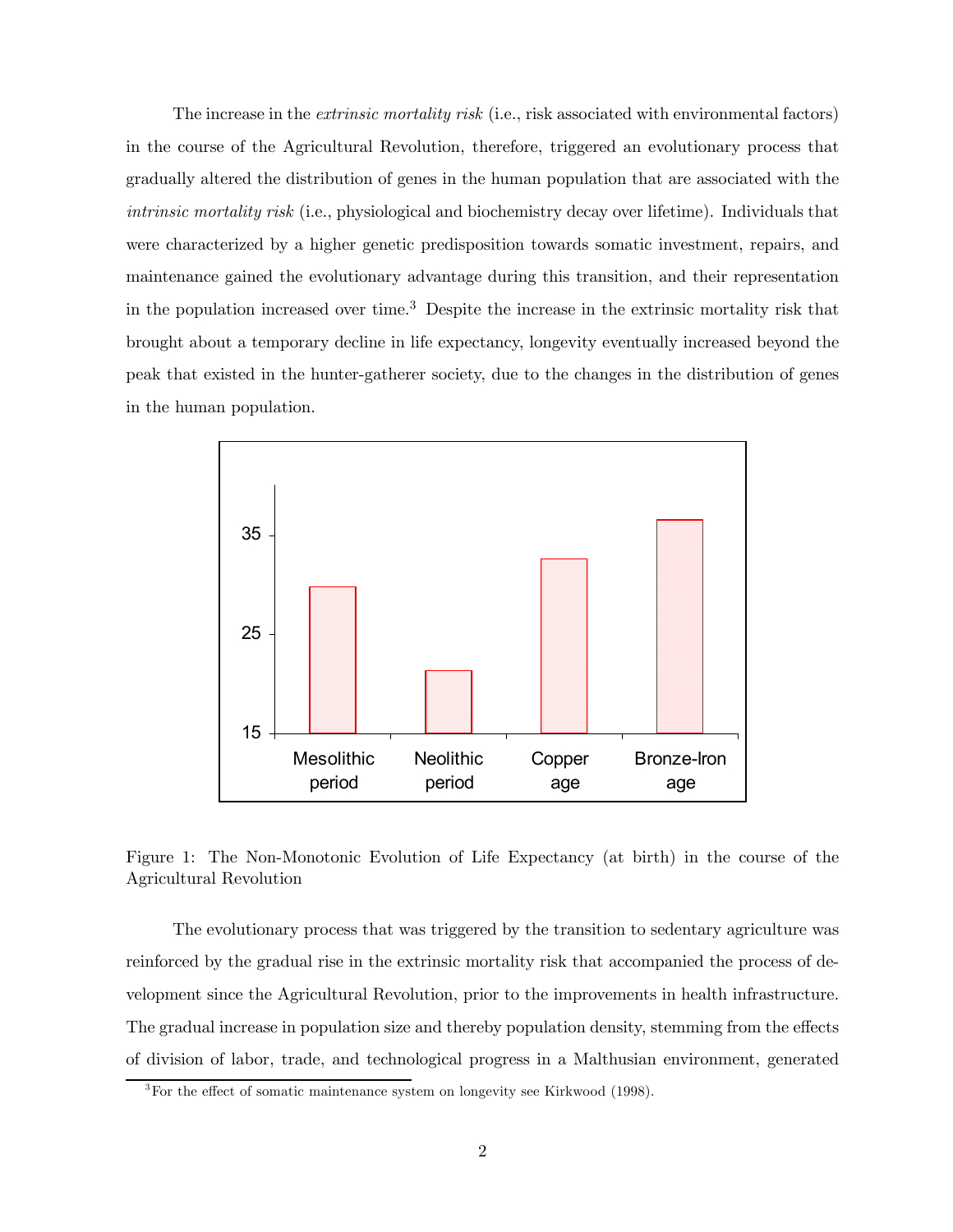The increase in the *extrinsic mortality risk* (i.e., risk associated with environmental factors) in the course of the Agricultural Revolution, therefore, triggered an evolutionary process that gradually altered the distribution of genes in the human population that are associated with the *intrinsic mortality risk* (i.e., physiological and biochemistry decay over lifetime). Individuals that were characterized by a higher genetic predisposition towards somatic investment, repairs, and maintenance gained the evolutionary advantage during this transition, and their representation in the population increased over time.[3] Despite the increase in the extrinsic mortality risk that brought about a temporary decline in life expectancy, longevity eventually increased beyond the peak that existed in the hunter-gatherer society, due to the changes in the distribution of genes in the human population.

Figure 1: The Non-Monotonic Evolution of Life Expectancy (at birth) in the course of the Agricultural Revolution

The evolutionary process that was triggered by the transition to sedentary agriculture was reinforced by the gradual rise in the extrinsic mortality risk that accompanied the process of development since the Agricultural Revolution, prior to the improvements in health infrastructure. The gradual increase in population size and thereby population density, stemming from the effects of division of labor, trade, and technological progress in a Malthusian environment, generated

[3] For the effect of somatic maintenance system on longevity see Kirkwood (1998).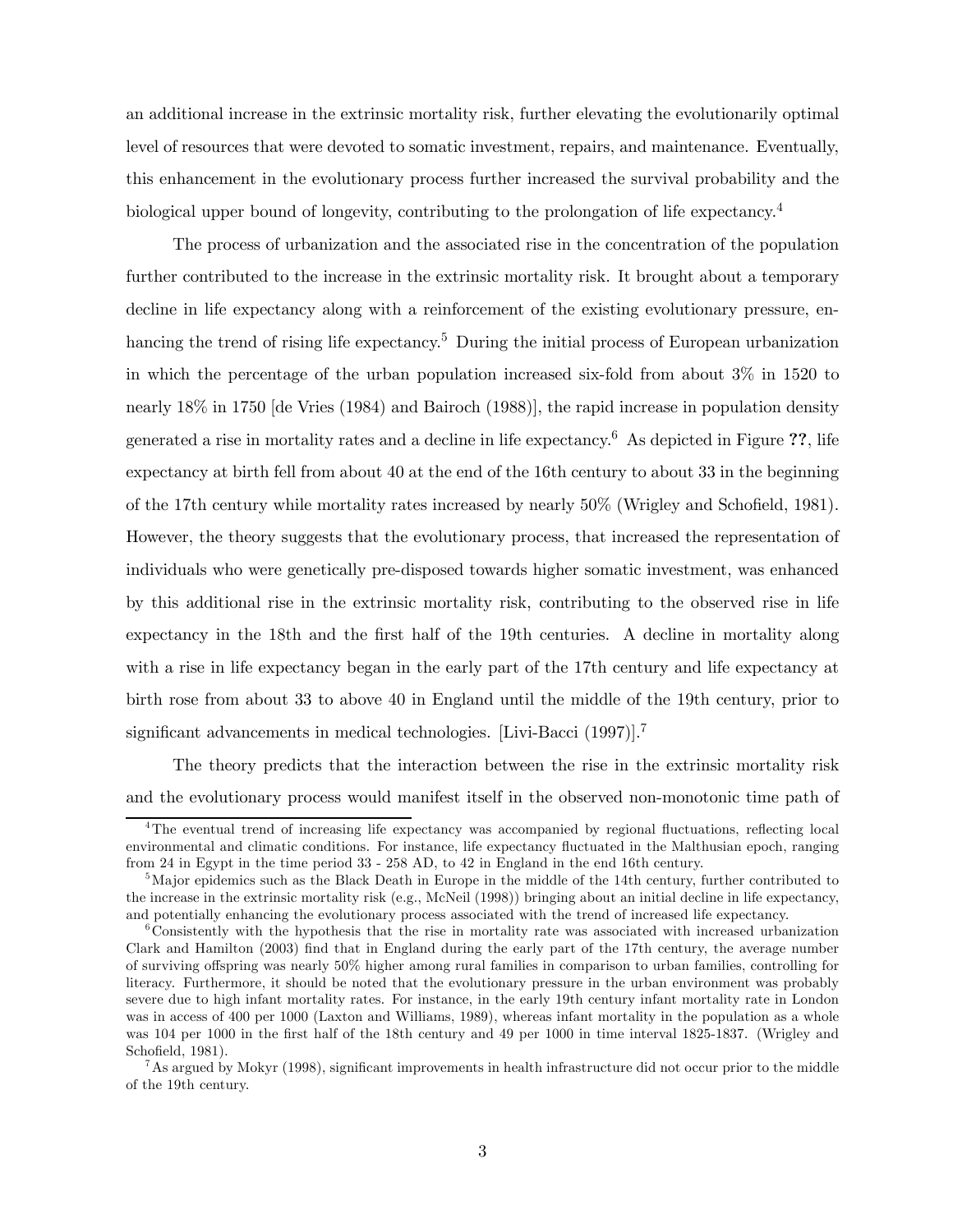an additional increase in the extrinsic mortality risk, further elevating the evolutionarily optimal level of resources that were devoted to somatic investment, repairs, and maintenance. Eventually, this enhancement in the evolutionary process further increased the survival probability and the biological upper bound of longevity, contributing to the prolongation of life expectancy.[4]

The process of urbanization and the associated rise in the concentration of the population further contributed to the increase in the extrinsic mortality risk. It brought about a temporary decline in life expectancy along with a reinforcement of the existing evolutionary pressure, enhancing the trend of rising life expectancy.[5] During the initial process of European urbanization in which the percentage of the urban population increased six-fold from about 3% in 1520 to nearly 18% in 1750 [de Vries (1984) and Bairoch (1988)], the rapid increase in population density generated a rise in mortality rates and a decline in life expectancy.[6] As depicted in Figure **??**, life expectancy at birth fell from about 40 at the end of the 16th century to about 33 in the beginning of the 17th century while mortality rates increased by nearly 50% (Wrigley and Schofield, 1981). However, the theory suggests that the evolutionary process, that increased the representation of individuals who were genetically pre-disposed towards higher somatic investment, was enhanced by this additional rise in the extrinsic mortality risk, contributing to the observed rise in life expectancy in the 18th and the first half of the 19th centuries. A decline in mortality along with a rise in life expectancy began in the early part of the 17th century and life expectancy at birth rose from about 33 to above 40 in England until the middle of the 19th century, prior to significant advancements in medical technologies. [Livi-Bacci (1997)].[7]

The theory predicts that the interaction between the rise in the extrinsic mortality risk and the evolutionary process would manifest itself in the observed non-monotonic time path of

---

[4] The eventual trend of increasing life expectancy was accompanied by regional fluctuations, reflecting local environmental and climatic conditions. For instance, life expectancy fluctuated in the Malthusian epoch, ranging from 24 in Egypt in the time period 33 - 258 AD, to 42 in England in the end 16th century.

[5] Major epidemics such as the Black Death in Europe in the middle of the 14th century, further contributed to the increase in the extrinsic mortality risk (e.g., McNeil (1998)) bringing about an initial decline in life expectancy, and potentially enhancing the evolutionary process associated with the trend of increased life expectancy.

[6] Consistently with the hypothesis that the rise in mortality rate was associated with increased urbanization Clark and Hamilton (2003) find that in England during the early part of the 17th century, the average number of surviving offspring was nearly 50% higher among rural families in comparison to urban families, controlling for literacy. Furthermore, it should be noted that the evolutionary pressure in the urban environment was probably severe due to high infant mortality rates. For instance, in the early 19th century infant mortality rate in London was in access of 400 per 1000 (Laxton and Williams, 1989), whereas infant mortality in the population as a whole was 104 per 1000 in the first half of the 18th century and 49 per 1000 in time interval 1825-1837. (Wrigley and Schofield, 1981).

[7] As argued by Mokyr (1998), significant improvements in health infrastructure did not occur prior to the middle of the 19th century.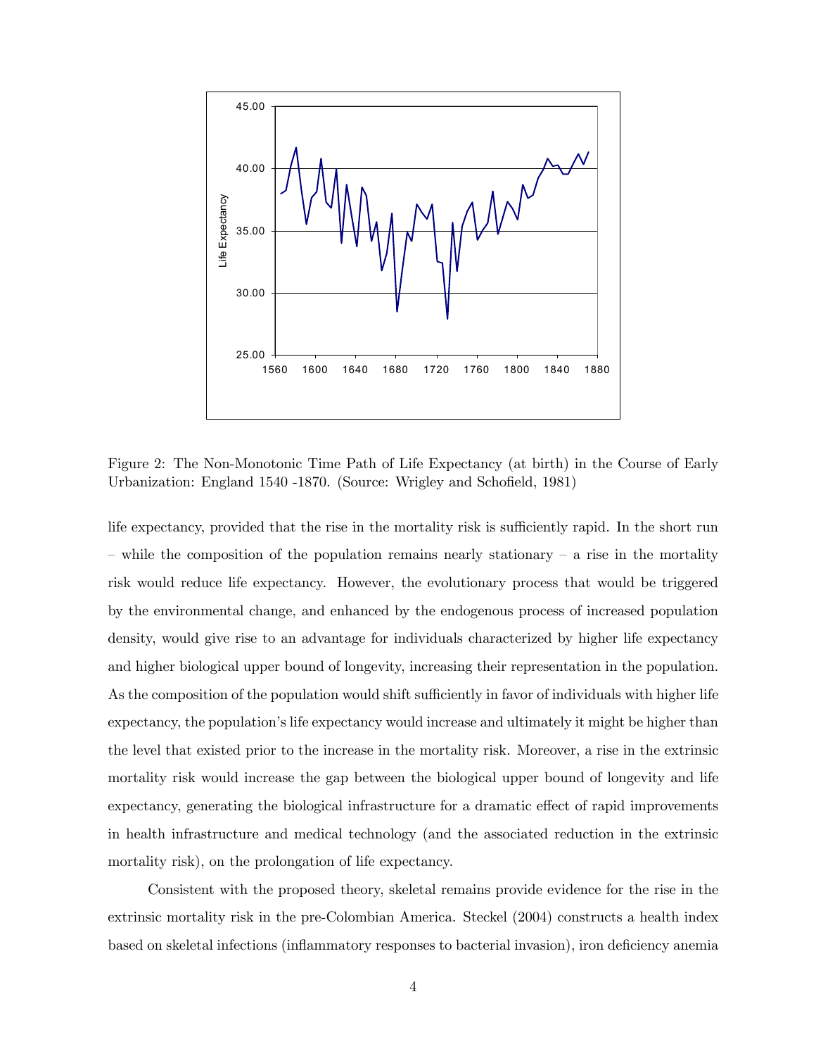Figure 2: The Non-Monotonic Time Path of Life Expectancy (at birth) in the Course of Early Urbanization: England 1540 -1870. (Source: Wrigley and Schofield, 1981)

life expectancy, provided that the rise in the mortality risk is sufficiently rapid. In the short run – while the composition of the population remains nearly stationary – a rise in the mortality risk would reduce life expectancy. However, the evolutionary process that would be triggered by the environmental change, and enhanced by the endogenous process of increased population density, would give rise to an advantage for individuals characterized by higher life expectancy and higher biological upper bound of longevity, increasing their representation in the population. As the composition of the population would shift sufficiently in favor of individuals with higher life expectancy, the population's life expectancy would increase and ultimately it might be higher than the level that existed prior to the increase in the mortality risk. Moreover, a rise in the extrinsic mortality risk would increase the gap between the biological upper bound of longevity and life expectancy, generating the biological infrastructure for a dramatic effect of rapid improvements in health infrastructure and medical technology (and the associated reduction in the extrinsic mortality risk), on the prolongation of life expectancy.

Consistent with the proposed theory, skeletal remains provide evidence for the rise in the extrinsic mortality risk in the pre-Colombian America. Steckel (2004) constructs a health index based on skeletal infections (inflammatory responses to bacterial invasion), iron deficiency anemia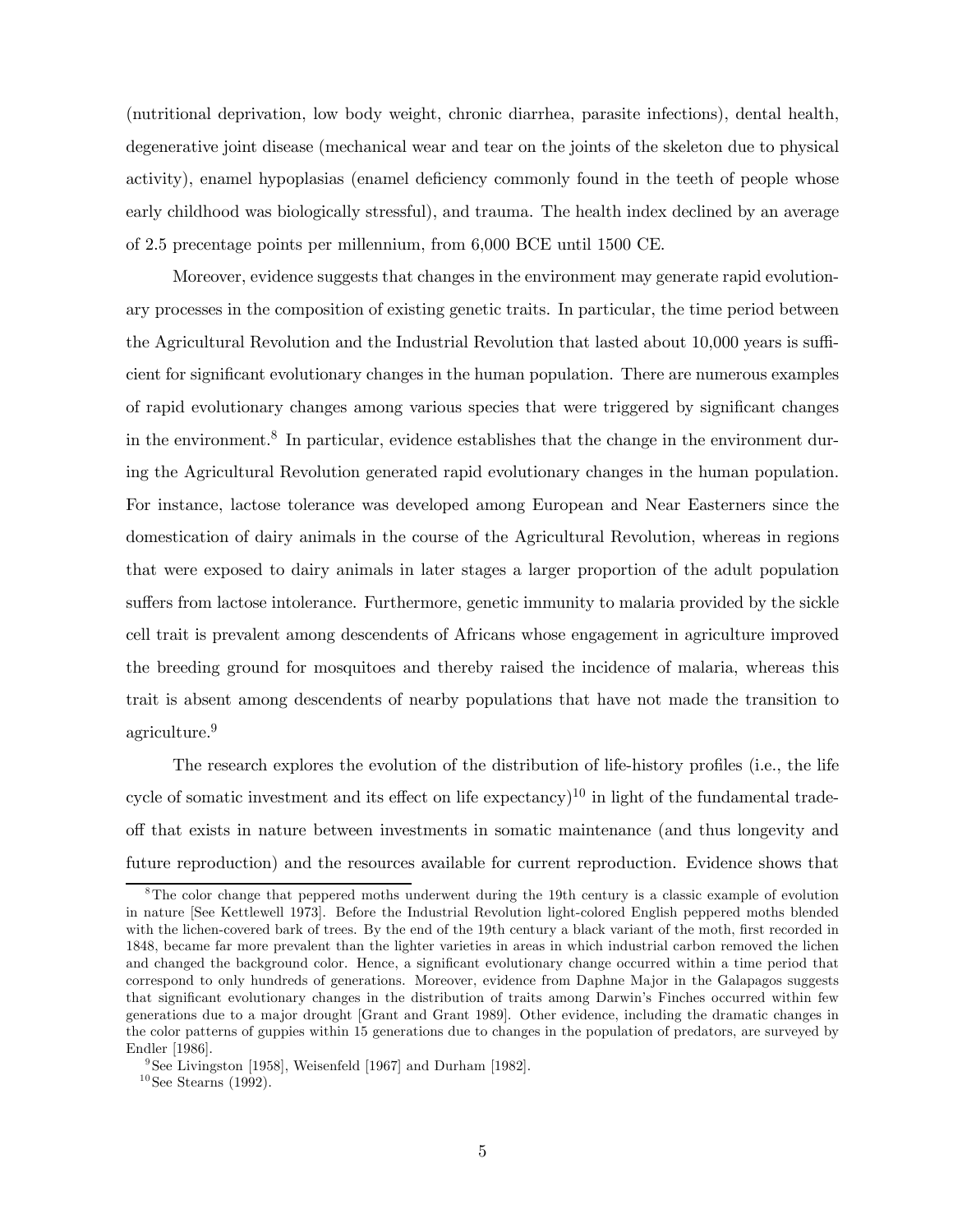(nutritional deprivation, low body weight, chronic diarrhea, parasite infections), dental health, degenerative joint disease (mechanical wear and tear on the joints of the skeleton due to physical activity), enamel hypoplasias (enamel deficiency commonly found in the teeth of people whose early childhood was biologically stressful), and trauma. The health index declined by an average of 2.5 precentage points per millennium, from 6,000 BCE until 1500 CE.

Moreover, evidence suggests that changes in the environment may generate rapid evolutionary processes in the composition of existing genetic traits. In particular, the time period between the Agricultural Revolution and the Industrial Revolution that lasted about 10,000 years is sufficient for significant evolutionary changes in the human population. There are numerous examples of rapid evolutionary changes among various species that were triggered by significant changes in the environment.[8] In particular, evidence establishes that the change in the environment during the Agricultural Revolution generated rapid evolutionary changes in the human population. For instance, lactose tolerance was developed among European and Near Easterners since the domestication of dairy animals in the course of the Agricultural Revolution, whereas in regions that were exposed to dairy animals in later stages a larger proportion of the adult population suffers from lactose intolerance. Furthermore, genetic immunity to malaria provided by the sickle cell trait is prevalent among descendents of Africans whose engagement in agriculture improved the breeding ground for mosquitoes and thereby raised the incidence of malaria, whereas this trait is absent among descendents of nearby populations that have not made the transition to agriculture.[9]

The research explores the evolution of the distribution of life-history profiles (i.e., the life cycle of somatic investment and its effect on life expectancy)[10] in light of the fundamental trade-off that exists in nature between investments in somatic maintenance (and thus longevity and future reproduction) and the resources available for current reproduction. Evidence shows that

[8] The color change that peppered moths underwent during the 19th century is a classic example of evolution in nature [See Kettlewell 1973]. Before the Industrial Revolution light-colored English peppered moths blended with the lichen-covered bark of trees. By the end of the 19th century a black variant of the moth, first recorded in 1848, became far more prevalent than the lighter varieties in areas in which industrial carbon removed the lichen and changed the background color. Hence, a significant evolutionary change occurred within a time period that correspond to only hundreds of generations. Moreover, evidence from Daphne Major in the Galapagos suggests that significant evolutionary changes in the distribution of traits among Darwin's Finches occurred within few generations due to a major drought [Grant and Grant 1989]. Other evidence, including the dramatic changes in the color patterns of guppies within 15 generations due to changes in the population of predators, are surveyed by Endler [1986].

[9] See Livingston [1958], Weisenfeld [1967] and Durham [1982].

[10] See Stearns (1992).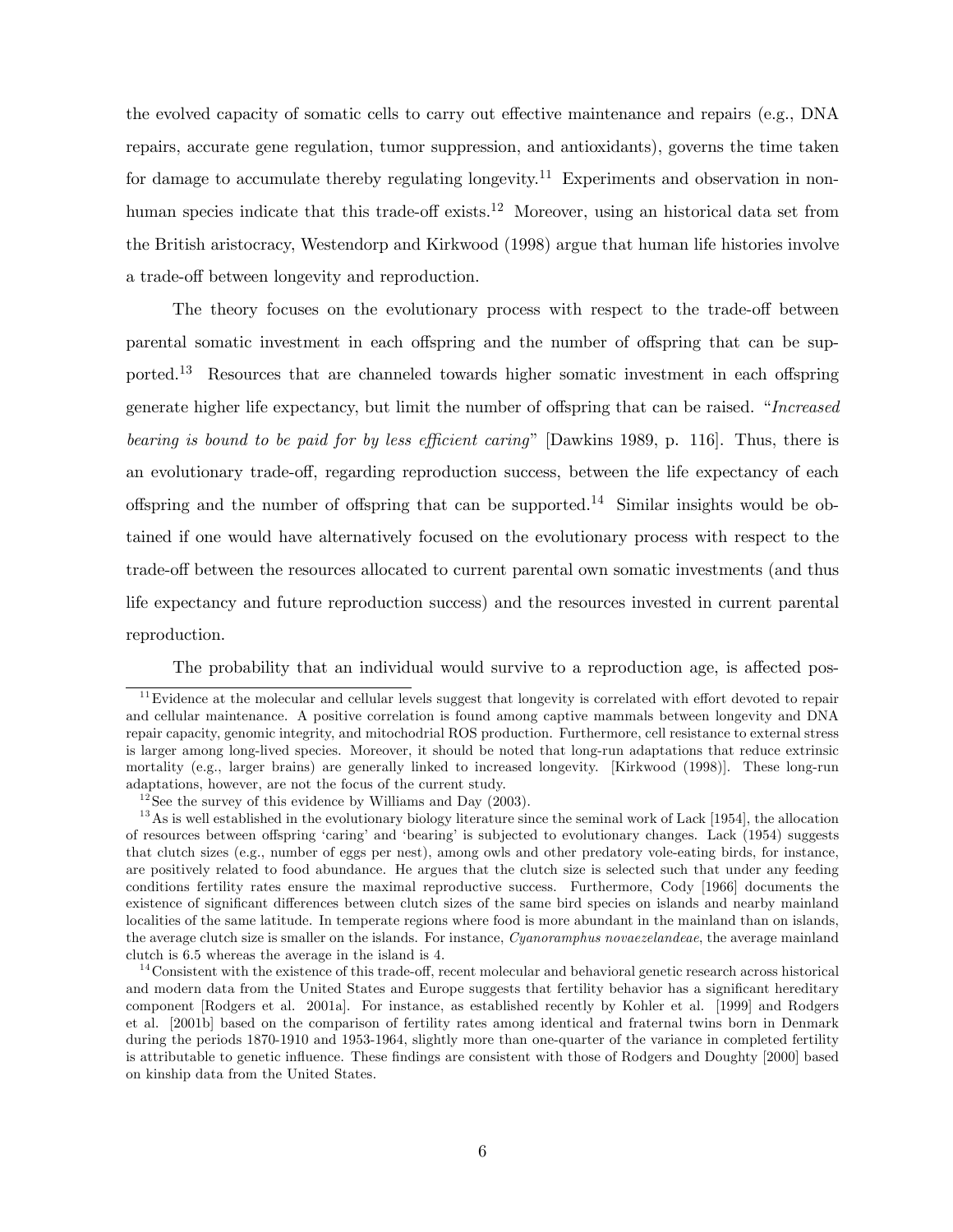the evolved capacity of somatic cells to carry out effective maintenance and repairs (e.g., DNA repairs, accurate gene regulation, tumor suppression, and antioxidants), governs the time taken for damage to accumulate thereby regulating longevity.[11] Experiments and observation in non-human species indicate that this trade-off exists.[12] Moreover, using an historical data set from the British aristocracy, Westendorp and Kirkwood (1998) argue that human life histories involve a trade-off between longevity and reproduction.

The theory focuses on the evolutionary process with respect to the trade-off between parental somatic investment in each offspring and the number of offspring that can be supported.[13] Resources that are channeled towards higher somatic investment in each offspring generate higher life expectancy, but limit the number of offspring that can be raised. "*Increased bearing is bound to be paid for by less efficient caring*" [Dawkins 1989, p. 116]. Thus, there is an evolutionary trade-off, regarding reproduction success, between the life expectancy of each offspring and the number of offspring that can be supported.[14] Similar insights would be obtained if one would have alternatively focused on the evolutionary process with respect to the trade-off between the resources allocated to current parental own somatic investments (and thus life expectancy and future reproduction success) and the resources invested in current parental reproduction.

The probability that an individual would survive to a reproduction age, is affected pos-

[11] Evidence at the molecular and cellular levels suggest that longevity is correlated with effort devoted to repair and cellular maintenance. A positive correlation is found among captive mammals between longevity and DNA repair capacity, genomic integrity, and mitochondrial ROS production. Furthermore, cell resistance to external stress is larger among long-lived species. Moreover, it should be noted that long-run adaptations that reduce extrinsic mortality (e.g., larger brains) are generally linked to increased longevity. [Kirkwood (1998)]. These long-run adaptations, however, are not the focus of the current study.

[12] See the survey of this evidence by Williams and Day (2003).

[13] As is well established in the evolutionary biology literature since the seminal work of Lack [1954], the allocation of resources between offspring 'caring' and 'bearing' is subjected to evolutionary changes. Lack (1954) suggests that clutch sizes (e.g., number of eggs per nest), among owls and other predatory vole-eating birds, for instance, are positively related to food abundance. He argues that the clutch size is selected such that under any feeding conditions fertility rates ensure the maximal reproductive success. Furthermore, Cody [1966] documents the existence of significant differences between clutch sizes of the same bird species on islands and nearby mainland localities of the same latitude. In temperate regions where food is more abundant in the mainland than on islands, the average clutch size is smaller on the islands. For instance, *Cyanoramphus novaezelandeae*, the average mainland clutch is 6.5 whereas the average in the island is 4.

[14] Consistent with the existence of this trade-off, recent molecular and behavioral genetic research across historical and modern data from the United States and Europe suggests that fertility behavior has a significant hereditary component [Rodgers et al. 2001a]. For instance, as established recently by Kohler et al. [1999] and Rodgers et al. [2001b] based on the comparison of fertility rates among identical and fraternal twins born in Denmark during the periods 1870-1910 and 1953-1964, slightly more than one-quarter of the variance in completed fertility is attributable to genetic influence. These findings are consistent with those of Rodgers and Doughty [2000] based on kinship data from the United States.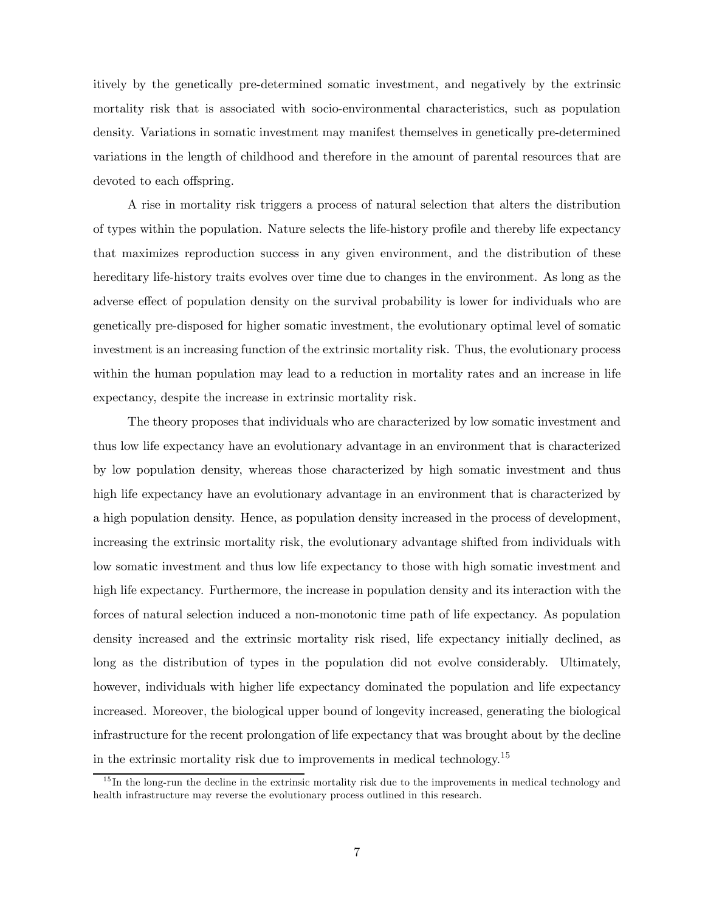itively by the genetically pre-determined somatic investment, and negatively by the extrinsic mortality risk that is associated with socio-environmental characteristics, such as population density. Variations in somatic investment may manifest themselves in genetically pre-determined variations in the length of childhood and therefore in the amount of parental resources that are devoted to each offspring.

A rise in mortality risk triggers a process of natural selection that alters the distribution of types within the population. Nature selects the life-history profile and thereby life expectancy that maximizes reproduction success in any given environment, and the distribution of these hereditary life-history traits evolves over time due to changes in the environment. As long as the adverse effect of population density on the survival probability is lower for individuals who are genetically pre-disposed for higher somatic investment, the evolutionary optimal level of somatic investment is an increasing function of the extrinsic mortality risk. Thus, the evolutionary process within the human population may lead to a reduction in mortality rates and an increase in life expectancy, despite the increase in extrinsic mortality risk.

The theory proposes that individuals who are characterized by low somatic investment and thus low life expectancy have an evolutionary advantage in an environment that is characterized by low population density, whereas those characterized by high somatic investment and thus high life expectancy have an evolutionary advantage in an environment that is characterized by a high population density. Hence, as population density increased in the process of development, increasing the extrinsic mortality risk, the evolutionary advantage shifted from individuals with low somatic investment and thus low life expectancy to those with high somatic investment and high life expectancy. Furthermore, the increase in population density and its interaction with the forces of natural selection induced a non-monotonic time path of life expectancy. As population density increased and the extrinsic mortality risk rised, life expectancy initially declined, as long as the distribution of types in the population did not evolve considerably. Ultimately, however, individuals with higher life expectancy dominated the population and life expectancy increased. Moreover, the biological upper bound of longevity increased, generating the biological infrastructure for the recent prolongation of life expectancy that was brought about by the decline in the extrinsic mortality risk due to improvements in medical technology.[15]

[15] In the long-run the decline in the extrinsic mortality risk due to the improvements in medical technology and health infrastructure may reverse the evolutionary process outlined in this research.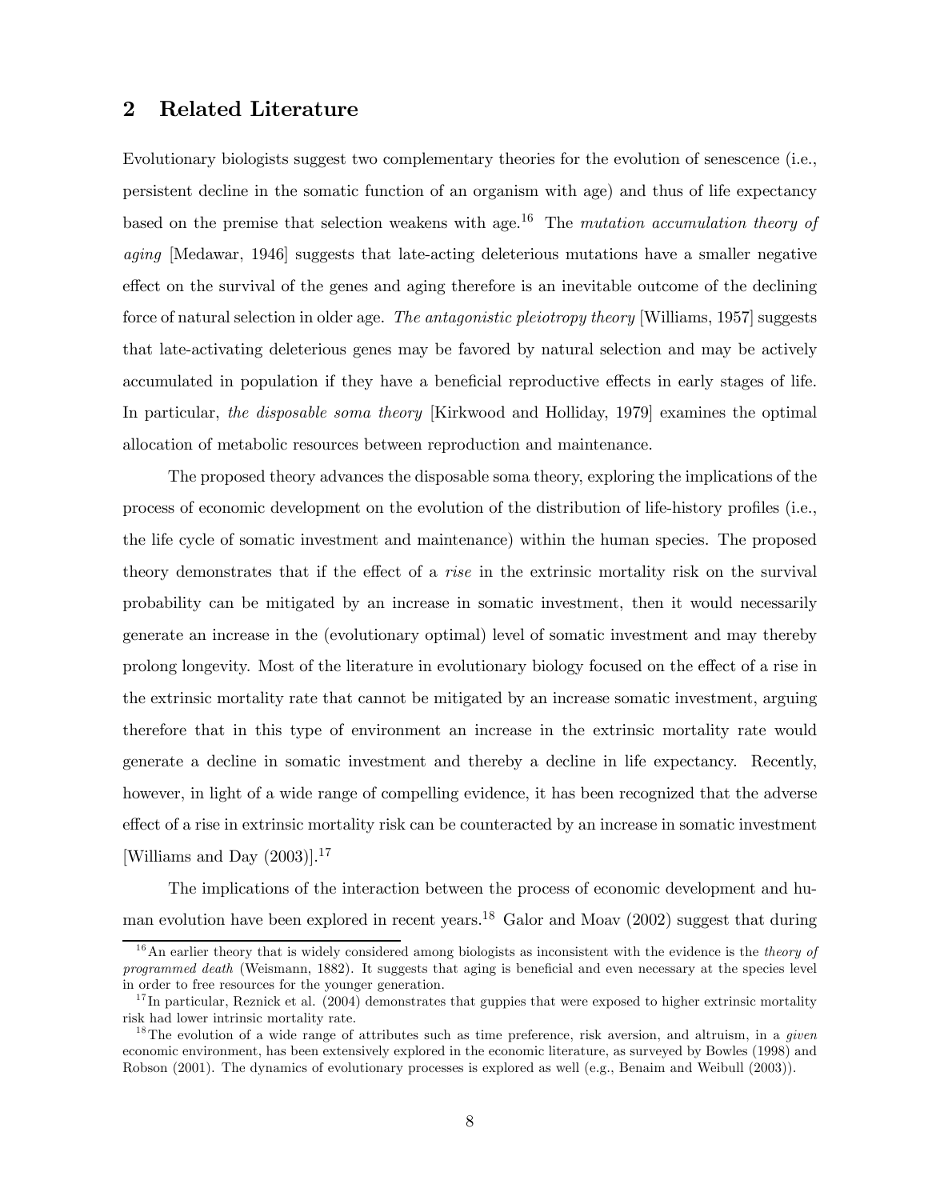## 2 Related Literature

Evolutionary biologists suggest two complementary theories for the evolution of senescence (i.e., persistent decline in the somatic function of an organism with age) and thus of life expectancy based on the premise that selection weakens with age.[16] The *mutation accumulation theory of aging* [Medawar, 1946] suggests that late-acting deleterious mutations have a smaller negative effect on the survival of the genes and aging therefore is an inevitable outcome of the declining force of natural selection in older age. *The antagonistic pleiotropy theory* [Williams, 1957] suggests that late-activating deleterious genes may be favored by natural selection and may be actively accumulated in population if they have a beneficial reproductive effects in early stages of life. In particular, *the disposable soma theory* [Kirkwood and Holliday, 1979] examines the optimal allocation of metabolic resources between reproduction and maintenance.

The proposed theory advances the disposable soma theory, exploring the implications of the process of economic development on the evolution of the distribution of life-history profiles (i.e., the life cycle of somatic investment and maintenance) within the human species. The proposed theory demonstrates that if the effect of a *rise* in the extrinsic mortality risk on the survival probability can be mitigated by an increase in somatic investment, then it would necessarily generate an increase in the (evolutionary optimal) level of somatic investment and may thereby prolong longevity. Most of the literature in evolutionary biology focused on the effect of a rise in the extrinsic mortality rate that cannot be mitigated by an increase somatic investment, arguing therefore that in this type of environment an increase in the extrinsic mortality rate would generate a decline in somatic investment and thereby a decline in life expectancy. Recently, however, in light of a wide range of compelling evidence, it has been recognized that the adverse effect of a rise in extrinsic mortality risk can be counteracted by an increase in somatic investment [Williams and Day (2003)].[17]

The implications of the interaction between the process of economic development and human evolution have been explored in recent years.[18] Galor and Moav (2002) suggest that during

[16] An earlier theory that is widely considered among biologists as inconsistent with the evidence is the *theory of programmed death* (Weismann, 1882). It suggests that aging is beneficial and even necessary at the species level in order to free resources for the younger generation.

[17] In particular, Reznick et al. (2004) demonstrates that guppies that were exposed to higher extrinsic mortality risk had lower intrinsic mortality rate.

[18] The evolution of a wide range of attributes such as time preference, risk aversion, and altruism, in a *given* economic environment, has been extensively explored in the economic literature, as surveyed by Bowles (1998) and Robson (2001). The dynamics of evolutionary processes is explored as well (e.g., Benaim and Weibull (2003)).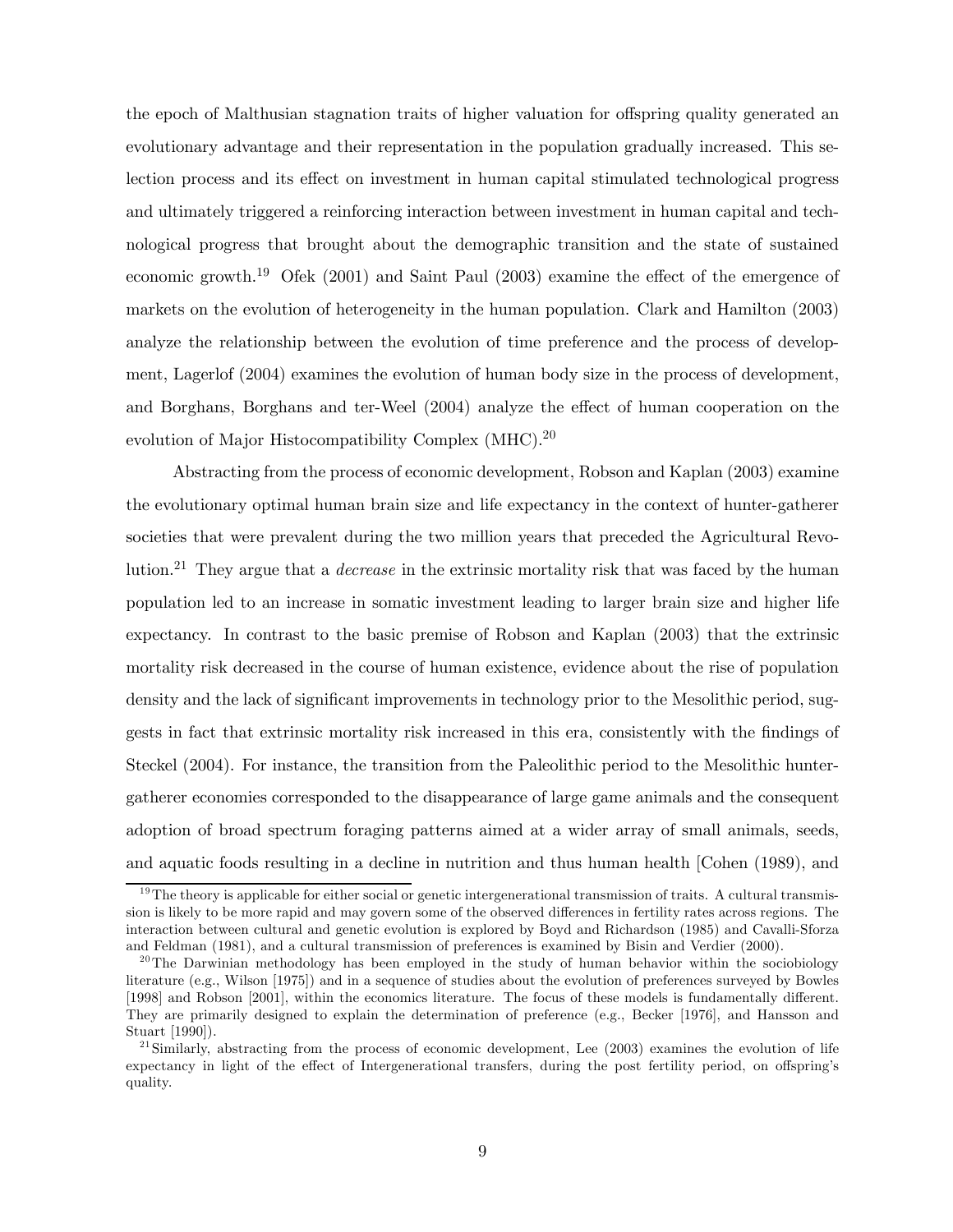the epoch of Malthusian stagnation traits of higher valuation for offspring quality generated an evolutionary advantage and their representation in the population gradually increased. This selection process and its effect on investment in human capital stimulated technological progress and ultimately triggered a reinforcing interaction between investment in human capital and technological progress that brought about the demographic transition and the state of sustained economic growth.[19] Ofek (2001) and Saint Paul (2003) examine the effect of the emergence of markets on the evolution of heterogeneity in the human population. Clark and Hamilton (2003) analyze the relationship between the evolution of time preference and the process of development, Lagerlof (2004) examines the evolution of human body size in the process of development, and Borghans, Borghans and ter-Weel (2004) analyze the effect of human cooperation on the evolution of Major Histocompatibility Complex (MHC).[20]

Abstracting from the process of economic development, Robson and Kaplan (2003) examine the evolutionary optimal human brain size and life expectancy in the context of hunter-gatherer societies that were prevalent during the two million years that preceded the Agricultural Revolution.[21] They argue that a *decrease* in the extrinsic mortality risk that was faced by the human population led to an increase in somatic investment leading to larger brain size and higher life expectancy. In contrast to the basic premise of Robson and Kaplan (2003) that the extrinsic mortality risk decreased in the course of human existence, evidence about the rise of population density and the lack of significant improvements in technology prior to the Mesolithic period, suggests in fact that extrinsic mortality risk increased in this era, consistently with the findings of Steckel (2004). For instance, the transition from the Paleolithic period to the Mesolithic hunter-gatherer economies corresponded to the disappearance of large game animals and the consequent adoption of broad spectrum foraging patterns aimed at a wider array of small animals, seeds, and aquatic foods resulting in a decline in nutrition and thus human health [Cohen (1989), and

[19] The theory is applicable for either social or genetic intergenerational transmission of traits. A cultural transmission is likely to be more rapid and may govern some of the observed differences in fertility rates across regions. The interaction between cultural and genetic evolution is explored by Boyd and Richardson (1985) and Cavalli-Sforza and Feldman (1981), and a cultural transmission of preferences is examined by Bisin and Verdier (2000).

[20] The Darwinian methodology has been employed in the study of human behavior within the sociobiology literature (e.g., Wilson [1975]) and in a sequence of studies about the evolution of preferences surveyed by Bowles [1998] and Robson [2001], within the economics literature. The focus of these models is fundamentally different. They are primarily designed to explain the determination of preference (e.g., Becker [1976], and Hansson and Stuart [1990]).

[21] Similarly, abstracting from the process of economic development, Lee (2003) examines the evolution of life expectancy in light of the effect of Intergenerational transfers, during the post fertility period, on offspring's quality.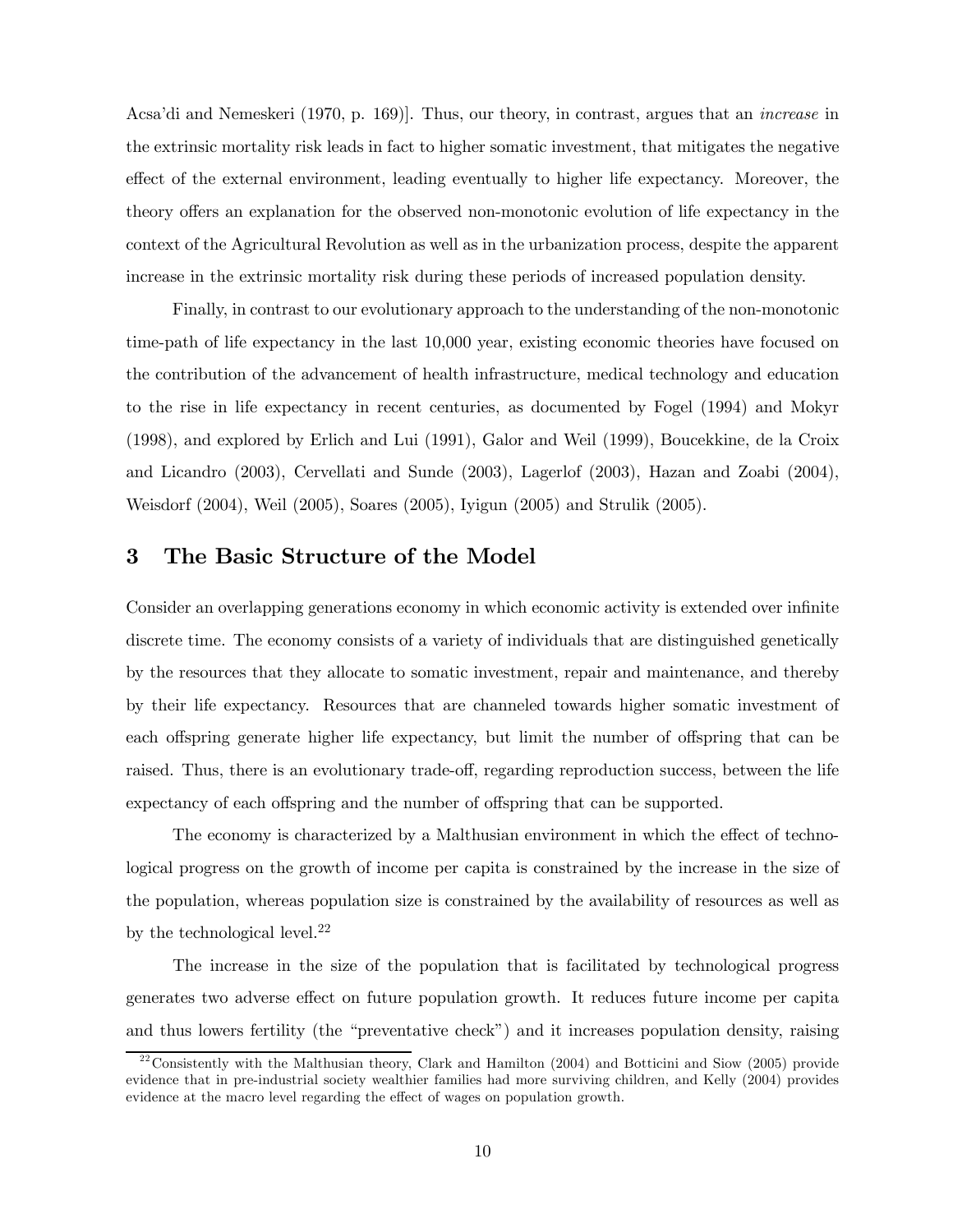Acsa'di and Nemeskeri (1970, p. 169)]. Thus, our theory, in contrast, argues that an *increase* in the extrinsic mortality risk leads in fact to higher somatic investment, that mitigates the negative effect of the external environment, leading eventually to higher life expectancy. Moreover, the theory offers an explanation for the observed non-monotonic evolution of life expectancy in the context of the Agricultural Revolution as well as in the urbanization process, despite the apparent increase in the extrinsic mortality risk during these periods of increased population density.

Finally, in contrast to our evolutionary approach to the understanding of the non-monotonic time-path of life expectancy in the last 10,000 year, existing economic theories have focused on the contribution of the advancement of health infrastructure, medical technology and education to the rise in life expectancy in recent centuries, as documented by Fogel (1994) and Mokyr (1998), and explored by Erlich and Lui (1991), Galor and Weil (1999), Boucekkine, de la Croix and Licandro (2003), Cervellati and Sunde (2003), Lagerlof (2003), Hazan and Zoabi (2004), Weisdorf (2004), Weil (2005), Soares (2005), Iyigun (2005) and Strulik (2005).

## 3 The Basic Structure of the Model

Consider an overlapping generations economy in which economic activity is extended over infinite discrete time. The economy consists of a variety of individuals that are distinguished genetically by the resources that they allocate to somatic investment, repair and maintenance, and thereby by their life expectancy. Resources that are channeled towards higher somatic investment of each offspring generate higher life expectancy, but limit the number of offspring that can be raised. Thus, there is an evolutionary trade-off, regarding reproduction success, between the life expectancy of each offspring and the number of offspring that can be supported.

The economy is characterized by a Malthusian environment in which the effect of technological progress on the growth of income per capita is constrained by the increase in the size of the population, whereas population size is constrained by the availability of resources as well as by the technological level.[22]

The increase in the size of the population that is facilitated by technological progress generates two adverse effect on future population growth. It reduces future income per capita and thus lowers fertility (the "preventative check") and it increases population density, raising

[22] Consistently with the Malthusian theory, Clark and Hamilton (2004) and Botticini and Siow (2005) provide evidence that in pre-industrial society wealthier families had more surviving children, and Kelly (2004) provides evidence at the macro level regarding the effect of wages on population growth.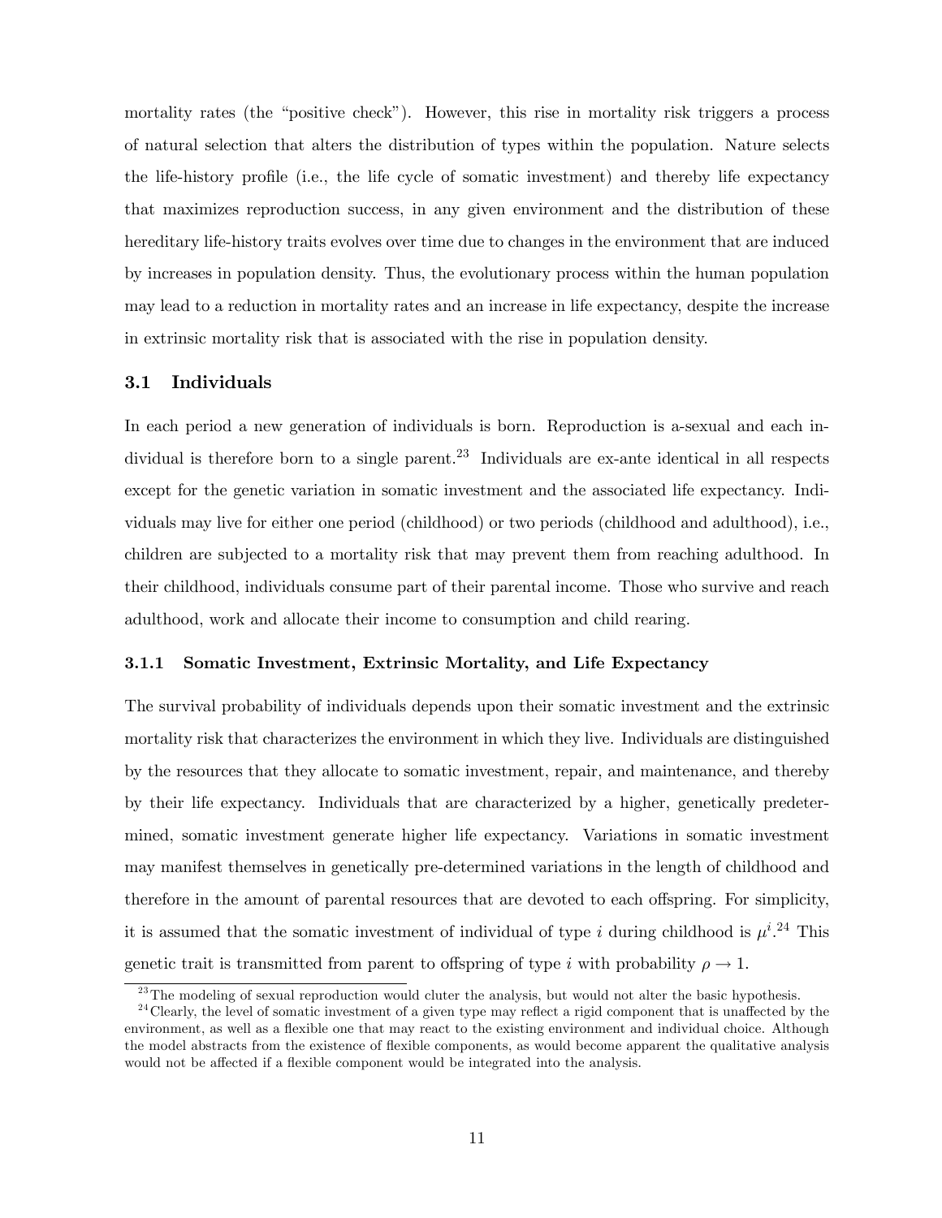mortality rates (the "positive check"). However, this rise in mortality risk triggers a process of natural selection that alters the distribution of types within the population. Nature selects the life-history profile (i.e., the life cycle of somatic investment) and thereby life expectancy that maximizes reproduction success, in any given environment and the distribution of these hereditary life-history traits evolves over time due to changes in the environment that are induced by increases in population density. Thus, the evolutionary process within the human population may lead to a reduction in mortality rates and an increase in life expectancy, despite the increase in extrinsic mortality risk that is associated with the rise in population density.

## 3.1 Individuals

In each period a new generation of individuals is born. Reproduction is a-sexual and each individual is therefore born to a single parent.[23] Individuals are ex-ante identical in all respects except for the genetic variation in somatic investment and the associated life expectancy. Individuals may live for either one period (childhood) or two periods (childhood and adulthood), i.e., children are subjected to a mortality risk that may prevent them from reaching adulthood. In their childhood, individuals consume part of their parental income. Those who survive and reach adulthood, work and allocate their income to consumption and child rearing.

### 3.1.1 Somatic Investment, Extrinsic Mortality, and Life Expectancy

The survival probability of individuals depends upon their somatic investment and the extrinsic mortality risk that characterizes the environment in which they live. Individuals are distinguished by the resources that they allocate to somatic investment, repair, and maintenance, and thereby by their life expectancy. Individuals that are characterized by a higher, genetically predetermined, somatic investment generate higher life expectancy. Variations in somatic investment may manifest themselves in genetically pre-determined variations in the length of childhood and therefore in the amount of parental resources that are devoted to each offspring. For simplicity, it is assumed that the somatic investment of individual of type $i$ during childhood is $\mu^i$.[24] This genetic trait is transmitted from parent to offspring of type $i$ with probability $\rho \to 1$.

[23] The modeling of sexual reproduction would cluter the analysis, but would not alter the basic hypothesis.

[24] Clearly, the level of somatic investment of a given type may reflect a rigid component that is unaffected by the environment, as well as a flexible one that may react to the existing environment and individual choice. Although the model abstracts from the existence of flexible components, as would become apparent the qualitative analysis would not be affected if a flexible component would be integrated into the analysis.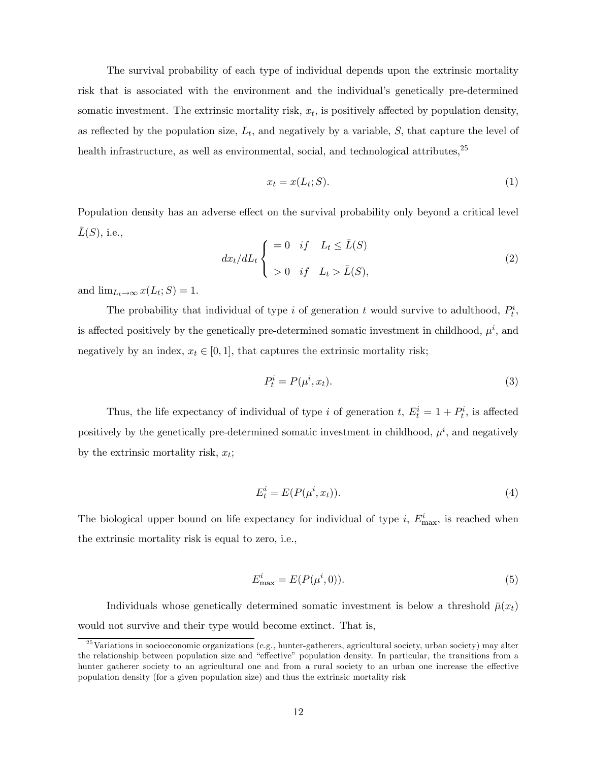The survival probability of each type of individual depends upon the extrinsic mortality risk that is associated with the environment and the individual's genetically pre-determined somatic investment. The extrinsic mortality risk, $x_t$, is positively affected by population density, as reflected by the population size, $L_t$, and negatively by a variable, $S$, that capture the level of health infrastructure, as well as environmental, social, and technological attributes,[25]

$$x_t = x(L_t; S). \tag{1}$$

Population density has an adverse effect on the survival probability only beyond a critical level $\bar{L}(S)$, i.e.,

$$dx_t/dL_t \begin{cases} = 0 & if \quad L_t \leq \bar{L}(S) \\ > 0 & if \quad L_t > \bar{L}(S), \end{cases} \tag{2}$$

and $\lim_{L_t \to \infty} x(L_t; S) = 1$.

The probability that individual of type $i$ of generation $t$ would survive to adulthood, $P_t^i$, is affected positively by the genetically pre-determined somatic investment in childhood, $\mu^i$, and negatively by an index, $x_t \in [0, 1]$, that captures the extrinsic mortality risk;

$$P_t^i = P(\mu^i, x_t). \tag{3}$$

Thus, the life expectancy of individual of type $i$ of generation $t$, $E_t^i = 1 + P_t^i$, is affected positively by the genetically pre-determined somatic investment in childhood, $\mu^i$, and negatively by the extrinsic mortality risk, $x_t$;

$$E_t^i = E(P(\mu^i, x_t)). \tag{4}$$

The biological upper bound on life expectancy for individual of type $i$, $E_{\max}^i$, is reached when the extrinsic mortality risk is equal to zero, i.e.,

$$E_{\max}^i = E(P(\mu^i, 0)). \tag{5}$$

Individuals whose genetically determined somatic investment is below a threshold $\bar{\mu}(x_t)$ would not survive and their type would become extinct. That is,

[25] Variations in socioeconomic organizations (e.g., hunter-gatherers, agricultural society, urban society) may alter the relationship between population size and "effective" population density. In particular, the transitions from a hunter gatherer society to an agricultural one and from a rural society to an urban one increase the effective population density (for a given population size) and thus the extrinsic mortality risk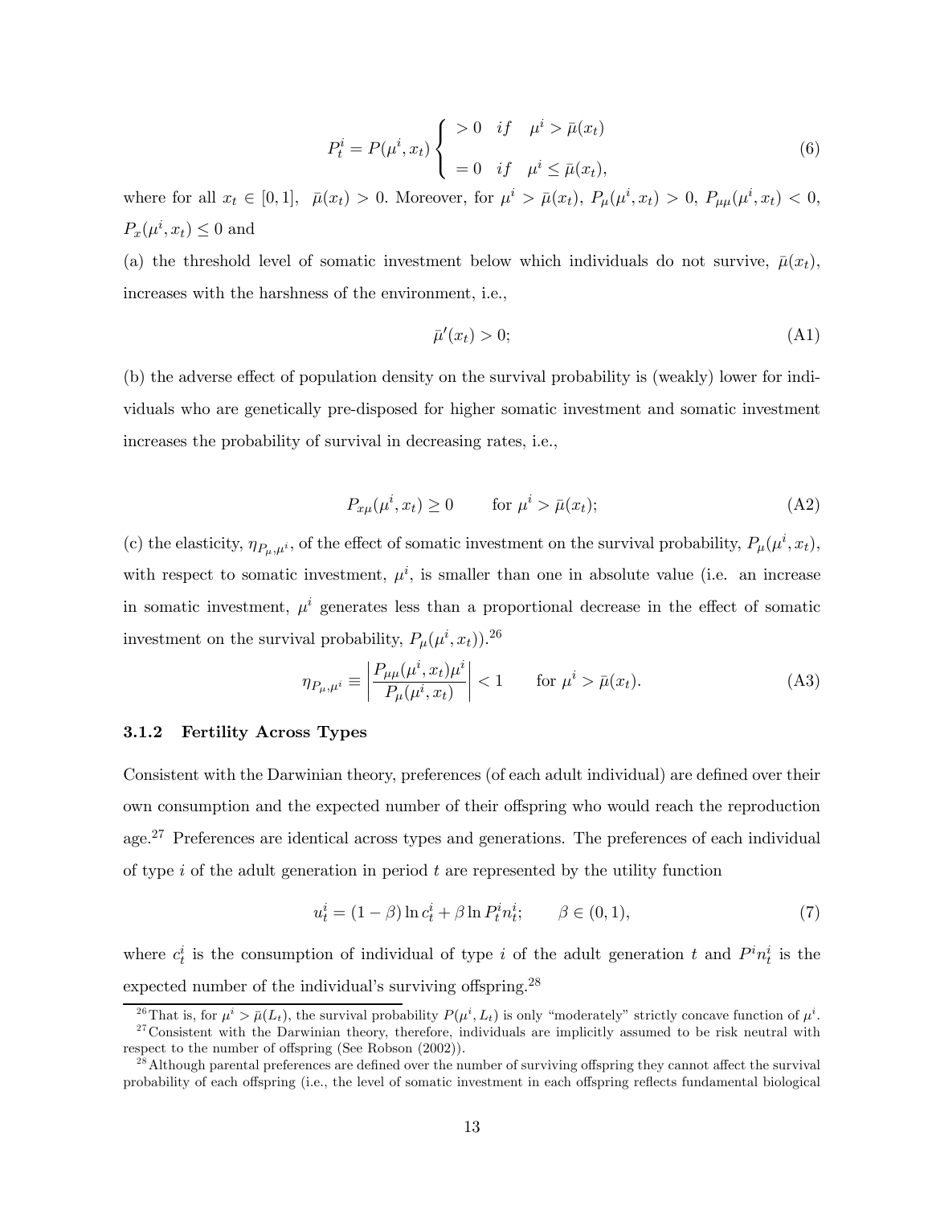$$P_t^i = P(\mu^i, x_t) \begin{cases} > 0 \quad if \quad \mu^i > \bar{\mu}(x_t) \\ \\ = 0 \quad if \quad \mu^i \leq \bar{\mu}(x_t), \end{cases} \tag{6}$$

where for all $x_t \in [0,1]$, $\bar{\mu}(x_t) > 0$. Moreover, for $\mu^i > \bar{\mu}(x_t)$, $P_\mu(\mu^i, x_t) > 0$, $P_{\mu\mu}(\mu^i, x_t) < 0$, $P_x(\mu^i, x_t) \leq 0$ and

(a) the threshold level of somatic investment below which individuals do not survive, $\bar{\mu}(x_t)$, increases with the harshness of the environment, i.e.,

$$\bar{\mu}'(x_t) > 0; \tag{A1}$$

(b) the adverse effect of population density on the survival probability is (weakly) lower for individuals who are genetically pre-disposed for higher somatic investment and somatic investment increases the probability of survival in decreasing rates, i.e.,

$$P_{x\mu}(\mu^i, x_t) \geq 0 \qquad \text{for } \mu^i > \bar{\mu}(x_t); \tag{A2}$$

(c) the elasticity, $\eta_{P_\mu,\mu^i}$, of the effect of somatic investment on the survival probability, $P_\mu(\mu^i, x_t)$, with respect to somatic investment, $\mu^i$, is smaller than one in absolute value (i.e. an increase in somatic investment, $\mu^i$ generates less than a proportional decrease in the effect of somatic investment on the survival probability, $P_\mu(\mu^i, x_t)$).[26]

$$\eta_{P_\mu,\mu^i} \equiv \left| \frac{P_{\mu\mu}(\mu^i, x_t)\mu^i}{P_\mu(\mu^i, x_t)} \right| < 1 \qquad \text{for } \mu^i > \bar{\mu}(x_t). \tag{A3}$$

### 3.1.2 Fertility Across Types

Consistent with the Darwinian theory, preferences (of each adult individual) are defined over their own consumption and the expected number of their offspring who would reach the reproduction age.[27] Preferences are identical across types and generations. The preferences of each individual of type $i$ of the adult generation in period $t$ are represented by the utility function

$$u_t^i = (1-\beta)\ln c_t^i + \beta \ln P_t^i n_t^i; \qquad \beta \in (0,1), \tag{7}$$

where $c_t^i$ is the consumption of individual of type $i$ of the adult generation $t$ and $P^i n_t^i$ is the expected number of the individual's surviving offspring.[28]

[26] That is, for $\mu^i > \bar{\mu}(L_t)$, the survival probability $P(\mu^i, L_t)$ is only "moderately" strictly concave function of $\mu^i$.

[27] Consistent with the Darwinian theory, therefore, individuals are implicitly assumed to be risk neutral with respect to the number of offspring (See Robson (2002)).

[28] Although parental preferences are defined over the number of surviving offspring they cannot affect the survival probability of each offspring (i.e., the level of somatic investment in each offspring reflects fundamental biological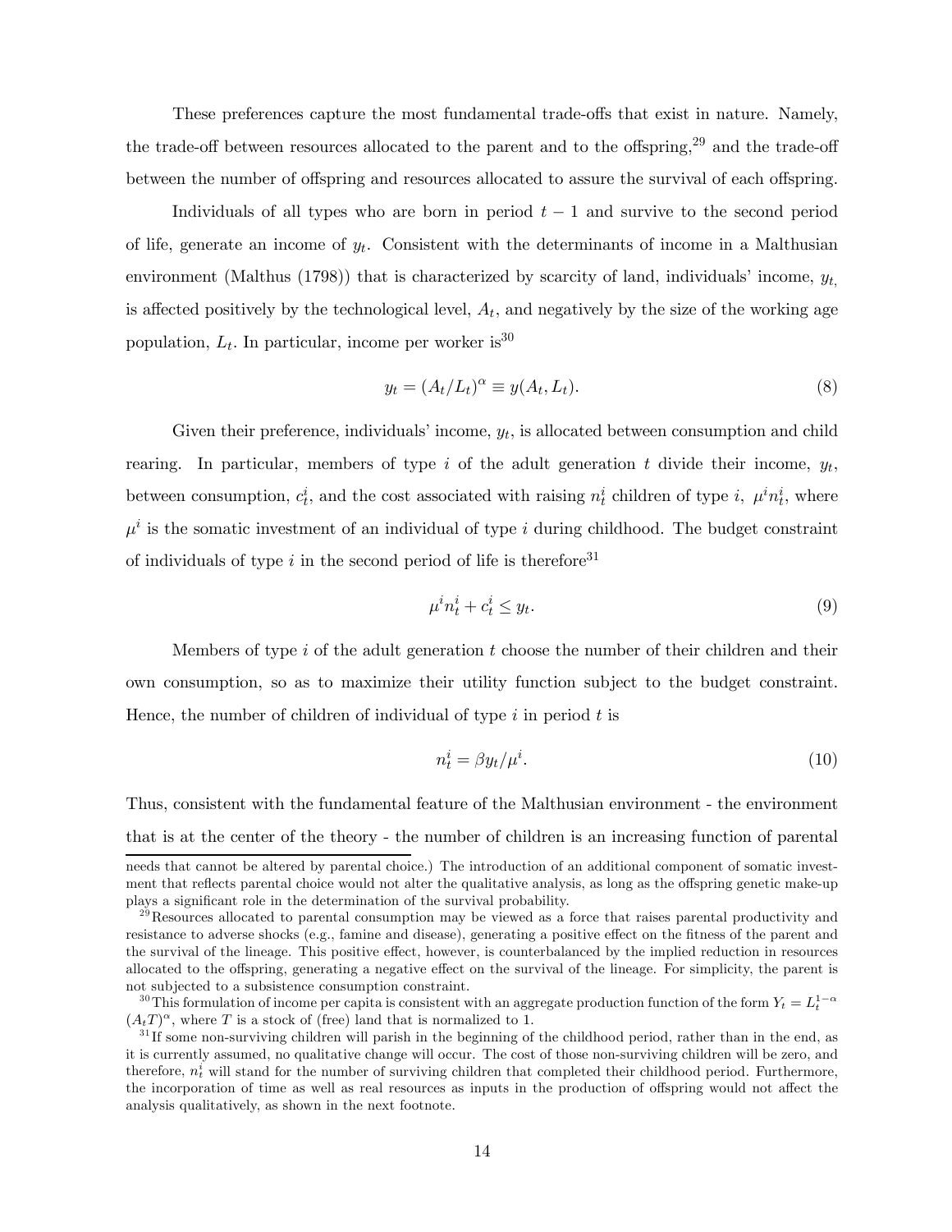These preferences capture the most fundamental trade-offs that exist in nature. Namely, the trade-off between resources allocated to the parent and to the offspring,[29] and the trade-off between the number of offspring and resources allocated to assure the survival of each offspring.

Individuals of all types who are born in period $t-1$ and survive to the second period of life, generate an income of $y_t$. Consistent with the determinants of income in a Malthusian environment (Malthus (1798)) that is characterized by scarcity of land, individuals' income, $y_t$, is affected positively by the technological level, $A_t$, and negatively by the size of the working age population, $L_t$. In particular, income per worker is[30]

$$y_t = (A_t/L_t)^{\alpha} \equiv y(A_t, L_t). \tag{8}$$

Given their preference, individuals' income, $y_t$, is allocated between consumption and child rearing. In particular, members of type $i$ of the adult generation $t$ divide their income, $y_t$, between consumption, $c_t^i$, and the cost associated with raising $n_t^i$ children of type $i$, $\mu^i n_t^i$, where $\mu^i$ is the somatic investment of an individual of type $i$ during childhood. The budget constraint of individuals of type $i$ in the second period of life is therefore[31]

$$\mu^i n_t^i + c_t^i \leq y_t. \tag{9}$$

Members of type $i$ of the adult generation $t$ choose the number of their children and their own consumption, so as to maximize their utility function subject to the budget constraint. Hence, the number of children of individual of type $i$ in period $t$ is

$$n_t^i = \beta y_t / \mu^i. \tag{10}$$

Thus, consistent with the fundamental feature of the Malthusian environment - the environment that is at the center of the theory - the number of children is an increasing function of parental

---

needs that cannot be altered by parental choice.) The introduction of an additional component of somatic investment that reflects parental choice would not alter the qualitative analysis, as long as the offspring genetic make-up plays a significant role in the determination of the survival probability.

[29] Resources allocated to parental consumption may be viewed as a force that raises parental productivity and resistance to adverse shocks (e.g., famine and disease), generating a positive effect on the fitness of the parent and the survival of the lineage. This positive effect, however, is counterbalanced by the implied reduction in resources allocated to the offspring, generating a negative effect on the survival of the lineage. For simplicity, the parent is not subjected to a subsistence consumption constraint.

[30] This formulation of income per capita is consistent with an aggregate production function of the form $Y_t = L_t^{1-\alpha} (A_t T)^{\alpha}$, where $T$ is a stock of (free) land that is normalized to 1.

[31] If some non-surviving children will parish in the beginning of the childhood period, rather than in the end, as it is currently assumed, no qualitative change will occur. The cost of those non-surviving children will be zero, and therefore, $n_t^i$ will stand for the number of surviving children that completed their childhood period. Furthermore, the incorporation of time as well as real resources as inputs in the production of offspring would not affect the analysis qualitatively, as shown in the next footnote.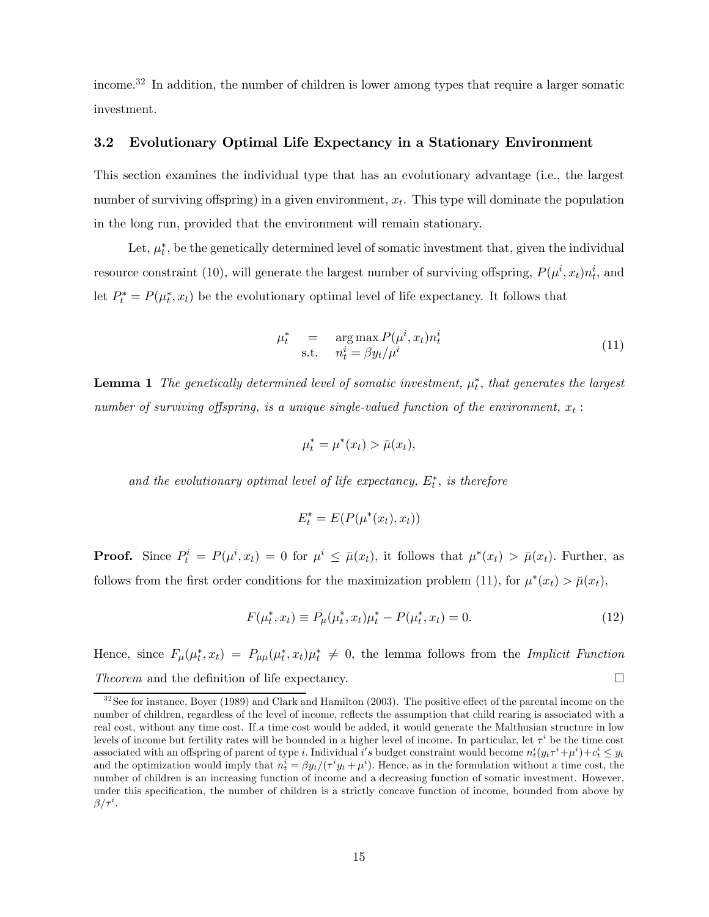income.[32] In addition, the number of children is lower among types that require a larger somatic investment.

### 3.2 Evolutionary Optimal Life Expectancy in a Stationary Environment

This section examines the individual type that has an evolutionary advantage (i.e., the largest number of surviving offspring) in a given environment, $x_t$. This type will dominate the population in the long run, provided that the environment will remain stationary.

Let, $\mu_t^*$, be the genetically determined level of somatic investment that, given the individual resource constraint (10), will generate the largest number of surviving offspring, $P(\mu^i, x_t)n_t^i$, and let $P_t^* = P(\mu_t^*, x_t)$ be the evolutionary optimal level of life expectancy. It follows that

$$\begin{array}{rcl} \mu_t^* & = & \arg\max P(\mu^i, x_t)n_t^i \\ & \text{s.t.} & n_t^i = \beta y_t/\mu^i \end{array} \tag{11}$$

**Lemma 1** *The genetically determined level of somatic investment, $\mu_t^*$, that generates the largest number of surviving offspring, is a unique single-valued function of the environment, $x_t$ :*

$$\mu_t^* = \mu^*(x_t) > \bar{\mu}(x_t),$$

*and the evolutionary optimal level of life expectancy, $E_t^*$, is therefore*

$$E_t^* = E(P(\mu^*(x_t), x_t))$$

**Proof.** Since $P_t^i = P(\mu^i, x_t) = 0$ for $\mu^i \leq \bar{\mu}(x_t)$, it follows that $\mu^*(x_t) > \bar{\mu}(x_t)$. Further, as follows from the first order conditions for the maximization problem (11), for $\mu^*(x_t) > \bar{\mu}(x_t)$,

$$F(\mu_t^*, x_t) \equiv P_\mu(\mu_t^*, x_t)\mu_t^* - P(\mu_t^*, x_t) = 0. \tag{12}$$

Hence, since $F_\mu(\mu_t^*, x_t) = P_{\mu\mu}(\mu_t^*, x_t)\mu_t^* \neq 0$, the lemma follows from the *Implicit Function Theorem* and the definition of life expectancy. $\square$

[32] See for instance, Boyer (1989) and Clark and Hamilton (2003). The positive effect of the parental income on the number of children, regardless of the level of income, reflects the assumption that child rearing is associated with a real cost, without any time cost. If a time cost would be added, it would generate the Malthusian structure in low levels of income but fertility rates will be bounded in a higher level of income. In particular, let $\tau^i$ be the time cost associated with an offspring of parent of type $i$. Individual $i$'s budget constraint would become $n_t^i(y_t\tau^i + \mu^i) + c_t^i \leq y_t$ and the optimization would imply that $n_t^i = \beta y_t/(\tau^i y_t + \mu^i)$. Hence, as in the formulation without a time cost, the number of children is an increasing function of income and a decreasing function of somatic investment. However, under this specification, the number of children is a strictly concave function of income, bounded from above by $\beta/\tau^i$.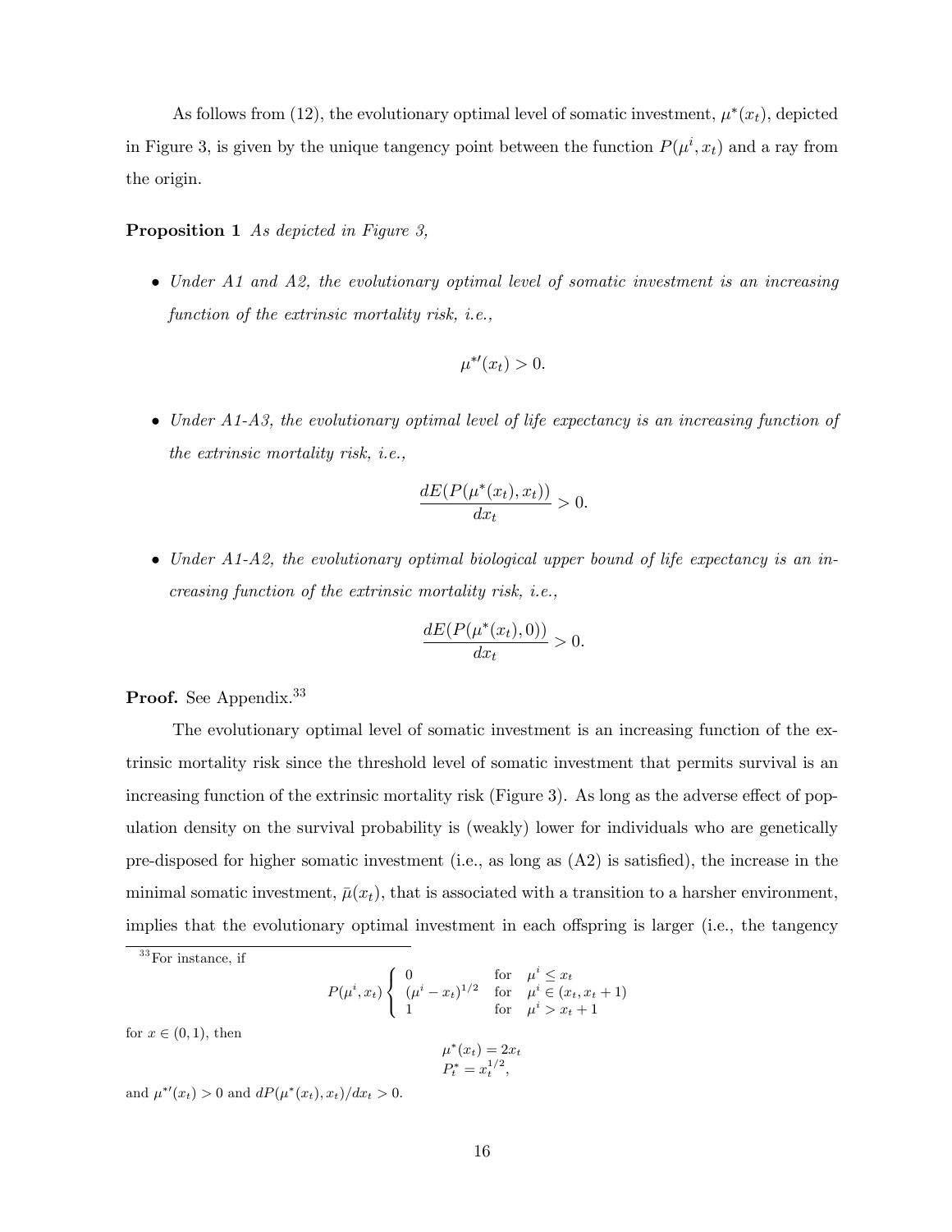As follows from (12), the evolutionary optimal level of somatic investment, $\mu^*(x_t)$, depicted in Figure 3, is given by the unique tangency point between the function $P(\mu^i, x_t)$ and a ray from the origin.

**Proposition 1** *As depicted in Figure 3,*

- *Under A1 and A2, the evolutionary optimal level of somatic investment is an increasing function of the extrinsic mortality risk, i.e.,*

$$\mu^{*\prime}(x_t) > 0.$$

- *Under A1-A3, the evolutionary optimal level of life expectancy is an increasing function of the extrinsic mortality risk, i.e.,*

$$\frac{dE(P(\mu^*(x_t), x_t))}{dx_t} > 0.$$

- *Under A1-A2, the evolutionary optimal biological upper bound of life expectancy is an increasing function of the extrinsic mortality risk, i.e.,*

$$\frac{dE(P(\mu^*(x_t), 0))}{dx_t} > 0.$$

**Proof.** See Appendix.[33]

The evolutionary optimal level of somatic investment is an increasing function of the extrinsic mortality risk since the threshold level of somatic investment that permits survival is an increasing function of the extrinsic mortality risk (Figure 3). As long as the adverse effect of population density on the survival probability is (weakly) lower for individuals who are genetically pre-disposed for higher somatic investment (i.e., as long as (A2) is satisfied), the increase in the minimal somatic investment, $\bar{\mu}(x_t)$, that is associated with a transition to a harsher environment, implies that the evolutionary optimal investment in each offspring is larger (i.e., the tangency

---

[33] For instance, if

$$P(\mu^i, x_t) \begin{cases} 0 & \text{for} \quad \mu^i \leq x_t \\ (\mu^i - x_t)^{1/2} & \text{for} \quad \mu^i \in (x_t, x_t + 1) \\ 1 & \text{for} \quad \mu^i > x_t + 1 \end{cases}$$

for $x \in (0, 1)$, then

$$\mu^*(x_t) = 2x_t$$
$$P_t^* = x_t^{1/2},$$

and $\mu^{*\prime}(x_t) > 0$ and $dP(\mu^*(x_t), x_t)/dx_t > 0$.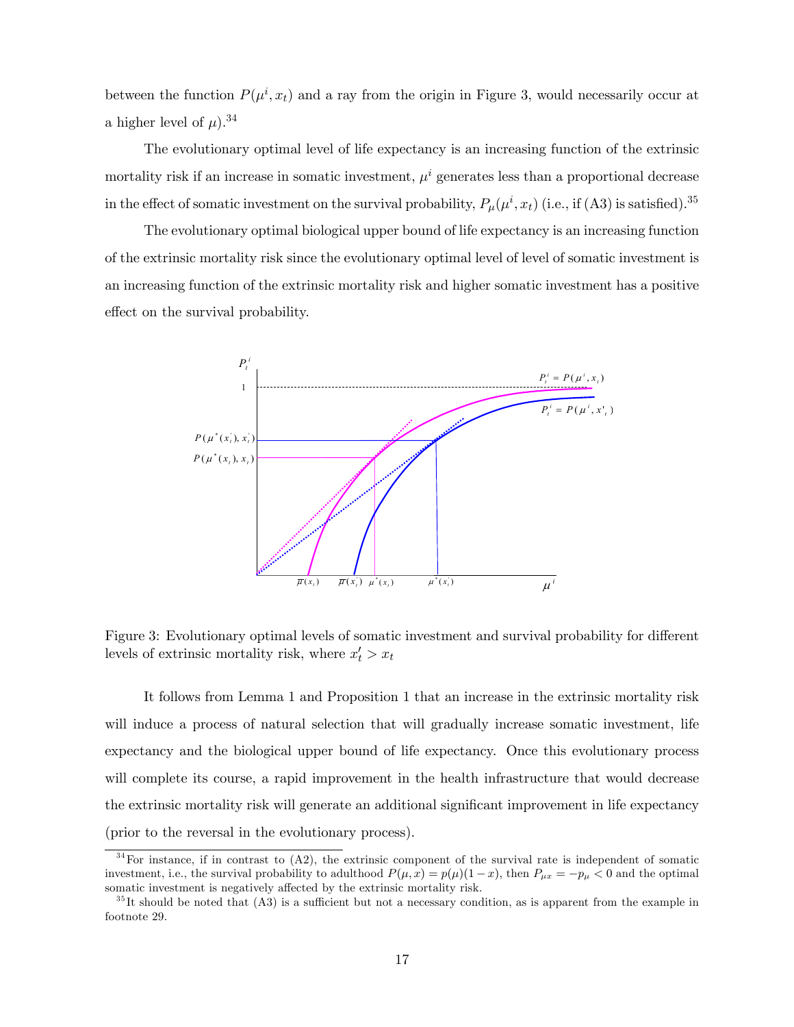between the function $P(\mu^i, x_t)$ and a ray from the origin in Figure 3, would necessarily occur at a higher level of $\mu$).[34]

The evolutionary optimal level of life expectancy is an increasing function of the extrinsic mortality risk if an increase in somatic investment, $\mu^i$ generates less than a proportional decrease in the effect of somatic investment on the survival probability, $P_\mu(\mu^i, x_t)$ (i.e., if (A3) is satisfied).[35]

The evolutionary optimal biological upper bound of life expectancy is an increasing function of the extrinsic mortality risk since the evolutionary optimal level of level of somatic investment is an increasing function of the extrinsic mortality risk and higher somatic investment has a positive effect on the survival probability.

Figure 3: Evolutionary optimal levels of somatic investment and survival probability for different levels of extrinsic mortality risk, where $x_t' > x_t$

It follows from Lemma 1 and Proposition 1 that an increase in the extrinsic mortality risk will induce a process of natural selection that will gradually increase somatic investment, life expectancy and the biological upper bound of life expectancy. Once this evolutionary process will complete its course, a rapid improvement in the health infrastructure that would decrease the extrinsic mortality risk will generate an additional significant improvement in life expectancy (prior to the reversal in the evolutionary process).

---

[34] For instance, if in contrast to (A2), the extrinsic component of the survival rate is independent of somatic investment, i.e., the survival probability to adulthood $P(\mu, x) = p(\mu)(1 - x)$, then $P_{\mu x} = -p_\mu < 0$ and the optimal somatic investment is negatively affected by the extrinsic mortality risk.

[35] It should be noted that (A3) is a sufficient but not a necessary condition, as is apparent from the example in footnote 29.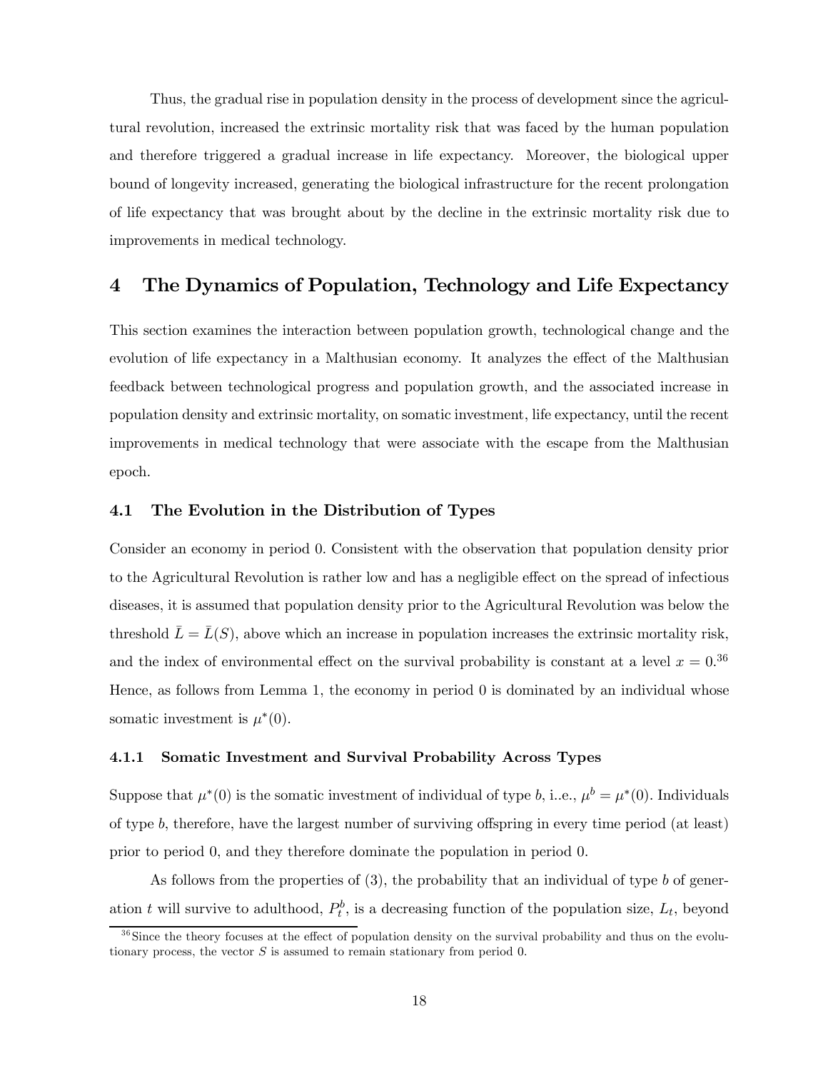Thus, the gradual rise in population density in the process of development since the agricultural revolution, increased the extrinsic mortality risk that was faced by the human population and therefore triggered a gradual increase in life expectancy. Moreover, the biological upper bound of longevity increased, generating the biological infrastructure for the recent prolongation of life expectancy that was brought about by the decline in the extrinsic mortality risk due to improvements in medical technology.

# 4 The Dynamics of Population, Technology and Life Expectancy

This section examines the interaction between population growth, technological change and the evolution of life expectancy in a Malthusian economy. It analyzes the effect of the Malthusian feedback between technological progress and population growth, and the associated increase in population density and extrinsic mortality, on somatic investment, life expectancy, until the recent improvements in medical technology that were associate with the escape from the Malthusian epoch.

## 4.1 The Evolution in the Distribution of Types

Consider an economy in period 0. Consistent with the observation that population density prior to the Agricultural Revolution is rather low and has a negligible effect on the spread of infectious diseases, it is assumed that population density prior to the Agricultural Revolution was below the threshold $\bar{L} = \bar{L}(S)$, above which an increase in population increases the extrinsic mortality risk, and the index of environmental effect on the survival probability is constant at a level $x = 0$.[36] Hence, as follows from Lemma 1, the economy in period 0 is dominated by an individual whose somatic investment is $\mu^*(0)$.

### 4.1.1 Somatic Investment and Survival Probability Across Types

Suppose that $\mu^*(0)$ is the somatic investment of individual of type $b$, i..e., $\mu^b = \mu^*(0)$. Individuals of type $b$, therefore, have the largest number of surviving offspring in every time period (at least) prior to period 0, and they therefore dominate the population in period 0.

As follows from the properties of (3), the probability that an individual of type $b$ of generation $t$ will survive to adulthood, $P_t^b$, is a decreasing function of the population size, $L_t$, beyond

[36] Since the theory focuses at the effect of population density on the survival probability and thus on the evolutionary process, the vector $S$ is assumed to remain stationary from period 0.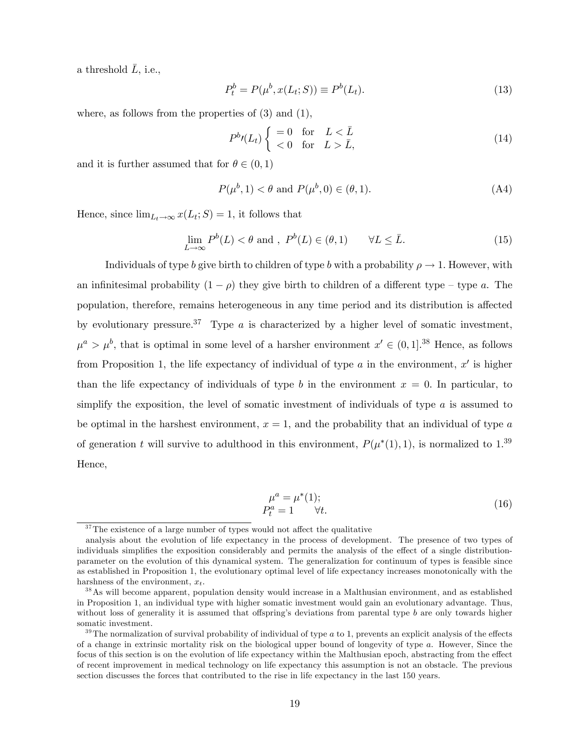a threshold $\bar{L}$, i.e.,

$$P_t^b = P(\mu^b, x(L_t; S)) \equiv P^b(L_t). \tag{13}$$

where, as follows from the properties of (3) and (1),

$$P^{b\prime}(L_t) \begin{cases} = 0 & \text{for} \quad L < \bar{L} \\ < 0 & \text{for} \quad L > \bar{L}, \end{cases} \tag{14}$$

and it is further assumed that for $\theta \in (0, 1)$

$$P(\mu^b, 1) < \theta \text{ and } P(\mu^b, 0) \in (\theta, 1). \tag{A4}$$

Hence, since $\lim_{L_t \to \infty} x(L_t; S) = 1$, it follows that

$$\lim_{L \to \infty} P^b(L) < \theta \text{ and } , \; P^b(L) \in (\theta, 1) \qquad \forall L \leq \bar{L}. \tag{15}$$

Individuals of type $b$ give birth to children of type $b$ with a probability $\rho \to 1$. However, with an infinitesimal probability $(1 - \rho)$ they give birth to children of a different type – type $a$. The population, therefore, remains heterogeneous in any time period and its distribution is affected by evolutionary pressure.[37] Type $a$ is characterized by a higher level of somatic investment, $\mu^a > \mu^b$, that is optimal in some level of a harsher environment $x' \in (0, 1]$.[38] Hence, as follows from Proposition 1, the life expectancy of individual of type $a$ in the environment, $x'$ is higher than the life expectancy of individuals of type $b$ in the environment $x = 0$. In particular, to simplify the exposition, the level of somatic investment of individuals of type $a$ is assumed to be optimal in the harshest environment, $x = 1$, and the probability that an individual of type $a$ of generation $t$ will survive to adulthood in this environment, $P(\mu^*(1), 1)$, is normalized to 1.[39] Hence,

$$\begin{aligned} \mu^a &= \mu^*(1); \\ P_t^a &= 1 \qquad \forall t. \end{aligned} \tag{16}$$

[37] The existence of a large number of types would not affect the qualitative analysis about the evolution of life expectancy in the process of development. The presence of two types of individuals simplifies the exposition considerably and permits the analysis of the effect of a single distribution-parameter on the evolution of this dynamical system. The generalization for continuum of types is feasible since as established in Proposition 1, the evolutionary optimal level of life expectancy increases monotonically with the harshness of the environment, $x_t$.

[38] As will become apparent, population density would increase in a Malthusian environment, and as established in Proposition 1, an individual type with higher somatic investment would gain an evolutionary advantage. Thus, without loss of generality it is assumed that offspring's deviations from parental type $b$ are only towards higher somatic investment.

[39] The normalization of survival probability of individual of type $a$ to 1, prevents an explicit analysis of the effects of a change in extrinsic mortality risk on the biological upper bound of longevity of type $a$. However, Since the focus of this section is on the evolution of life expectancy within the Malthusian epoch, abstracting from the effect of recent improvement in medical technology on life expectancy this assumption is not an obstacle. The previous section discusses the forces that contributed to the rise in life expectancy in the last 150 years.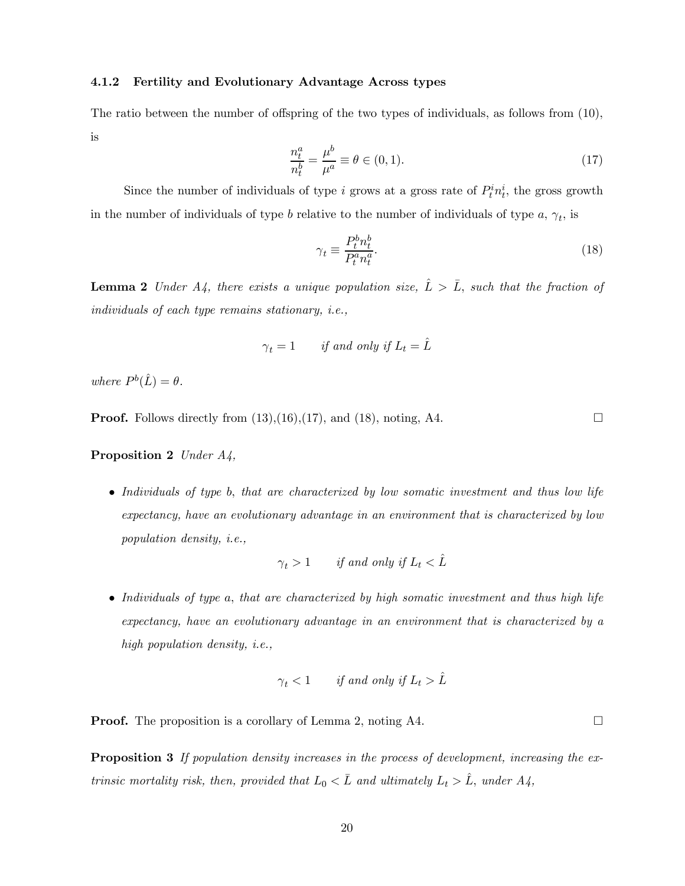#### 4.1.2 Fertility and Evolutionary Advantage Across types

The ratio between the number of offspring of the two types of individuals, as follows from (10), is

$$\frac{n_t^a}{n_t^b} = \frac{\mu^b}{\mu^a} \equiv \theta \in (0, 1). \tag{17}$$

Since the number of individuals of type $i$ grows at a gross rate of $P_t^i n_t^i$, the gross growth in the number of individuals of type $b$ relative to the number of individuals of type $a$, $\gamma_t$, is

$$\gamma_t \equiv \frac{P_t^b n_t^b}{P_t^a n_t^a}. \tag{18}$$

**Lemma 2** *Under A4, there exists a unique population size, $\hat{L} > \bar{L}$, such that the fraction of individuals of each type remains stationary, i.e.,*

$$\gamma_t = 1 \qquad \text{if and only if } L_t = \hat{L}$$

*where $P^b(\hat{L}) = \theta$.*

**Proof.** Follows directly from (13),(16),(17), and (18), noting, A4. $\square$

**Proposition 2** *Under A4,*

- *Individuals of type $b$, that are characterized by low somatic investment and thus low life expectancy, have an evolutionary advantage in an environment that is characterized by low population density, i.e.,*

$$\gamma_t > 1 \qquad \text{if and only if } L_t < \hat{L}$$

- *Individuals of type $a$, that are characterized by high somatic investment and thus high life expectancy, have an evolutionary advantage in an environment that is characterized by a high population density, i.e.,*

$$\gamma_t < 1 \qquad \text{if and only if } L_t > \hat{L}$$

**Proof.** The proposition is a corollary of Lemma 2, noting A4. $\square$

**Proposition 3** *If population density increases in the process of development, increasing the extrinsic mortality risk, then, provided that $L_0 < \bar{L}$ and ultimately $L_t > \hat{L}$, under A4,*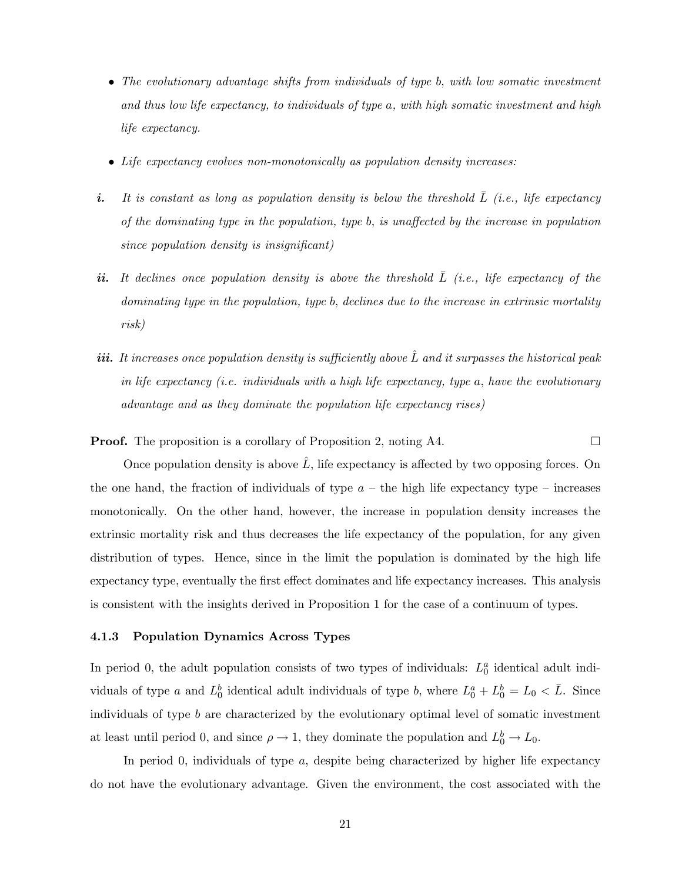- *The evolutionary advantage shifts from individuals of type $b$, with low somatic investment and thus low life expectancy, to individuals of type $a$, with high somatic investment and high life expectancy.*

- *Life expectancy evolves non-monotonically as population density increases:*

***i.*** *It is constant as long as population density is below the threshold $\bar{L}$ (i.e., life expectancy of the dominating type in the population, type $b$, is unaffected by the increase in population since population density is insignificant)*

***ii.*** *It declines once population density is above the threshold $\bar{L}$ (i.e., life expectancy of the dominating type in the population, type $b$, declines due to the increase in extrinsic mortality risk)*

***iii.*** *It increases once population density is sufficiently above $\hat{L}$ and it surpasses the historical peak in life expectancy (i.e. individuals with a high life expectancy, type $a$, have the evolutionary advantage and as they dominate the population life expectancy rises)*

**Proof.** The proposition is a corollary of Proposition 2, noting A4. □

Once population density is above $\hat{L}$, life expectancy is affected by two opposing forces. On the one hand, the fraction of individuals of type $a$ – the high life expectancy type – increases monotonically. On the other hand, however, the increase in population density increases the extrinsic mortality risk and thus decreases the life expectancy of the population, for any given distribution of types. Hence, since in the limit the population is dominated by the high life expectancy type, eventually the first effect dominates and life expectancy increases. This analysis is consistent with the insights derived in Proposition 1 for the case of a continuum of types.

### 4.1.3 Population Dynamics Across Types

In period 0, the adult population consists of two types of individuals: $L_0^a$ identical adult individuals of type $a$ and $L_0^b$ identical adult individuals of type $b$, where $L_0^a + L_0^b = L_0 < \bar{L}$. Since individuals of type $b$ are characterized by the evolutionary optimal level of somatic investment at least until period 0, and since $\rho \to 1$, they dominate the population and $L_0^b \to L_0$.

In period 0, individuals of type $a$, despite being characterized by higher life expectancy do not have the evolutionary advantage. Given the environment, the cost associated with the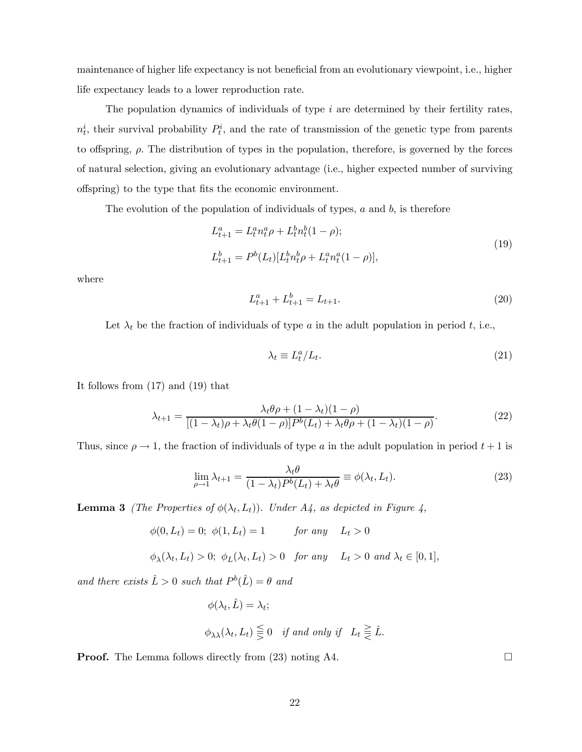maintenance of higher life expectancy is not beneficial from an evolutionary viewpoint, i.e., higher life expectancy leads to a lower reproduction rate.

The population dynamics of individuals of type $i$ are determined by their fertility rates, $n_t^i$, their survival probability $P_t^i$, and the rate of transmission of the genetic type from parents to offspring, $\rho$. The distribution of types in the population, therefore, is governed by the forces of natural selection, giving an evolutionary advantage (i.e., higher expected number of surviving offspring) to the type that fits the economic environment.

The evolution of the population of individuals of types, $a$ and $b$, is therefore

$$
\begin{aligned}
L_{t+1}^a &= L_t^a n_t^a \rho + L_t^b n_t^b (1-\rho); \\
L_{t+1}^b &= P^b(L_t)[L_t^b n_t^b \rho + L_t^a n_t^a (1-\rho)],
\end{aligned}
\tag{19}
$$

where

$$
L_{t+1}^a + L_{t+1}^b = L_{t+1}. \tag{20}
$$

Let $\lambda_t$ be the fraction of individuals of type $a$ in the adult population in period $t$, i.e.,

$$
\lambda_t \equiv L_t^a / L_t. \tag{21}
$$

It follows from (17) and (19) that

$$
\lambda_{t+1} = \frac{\lambda_t \theta \rho + (1-\lambda_t)(1-\rho)}{[(1-\lambda_t)\rho + \lambda_t \theta (1-\rho)]P^b(L_t) + \lambda_t \theta \rho + (1-\lambda_t)(1-\rho)}. \tag{22}
$$

Thus, since $\rho \to 1$, the fraction of individuals of type $a$ in the adult population in period $t+1$ is

$$
\lim_{\rho \to 1} \lambda_{t+1} = \frac{\lambda_t \theta}{(1-\lambda_t)P^b(L_t) + \lambda_t \theta} \equiv \phi(\lambda_t, L_t). \tag{23}
$$

**Lemma 3** *(The Properties of $\phi(\lambda_t, L_t)$). Under A4, as depicted in Figure 4,*

$$
\phi(0, L_t) = 0; \ \phi(1, L_t) = 1 \qquad \textit{for any} \quad L_t > 0
$$

$$
\phi_\lambda(\lambda_t, L_t) > 0; \ \phi_L(\lambda_t, L_t) > 0 \quad \textit{for any} \quad L_t > 0 \textit{ and } \lambda_t \in [0,1],
$$

*and there exists $\hat{L} > 0$ such that $P^b(\hat{L}) = \theta$ and*

$$
\phi(\lambda_t, \hat{L}) = \lambda_t;
$$

$$
\phi_{\lambda\lambda}(\lambda_t, L_t) \lesseqqgtr 0 \quad \textit{if and only if} \quad L_t \gtreqqless \hat{L}.
$$

**Proof.** The Lemma follows directly from (23) noting A4. $\square$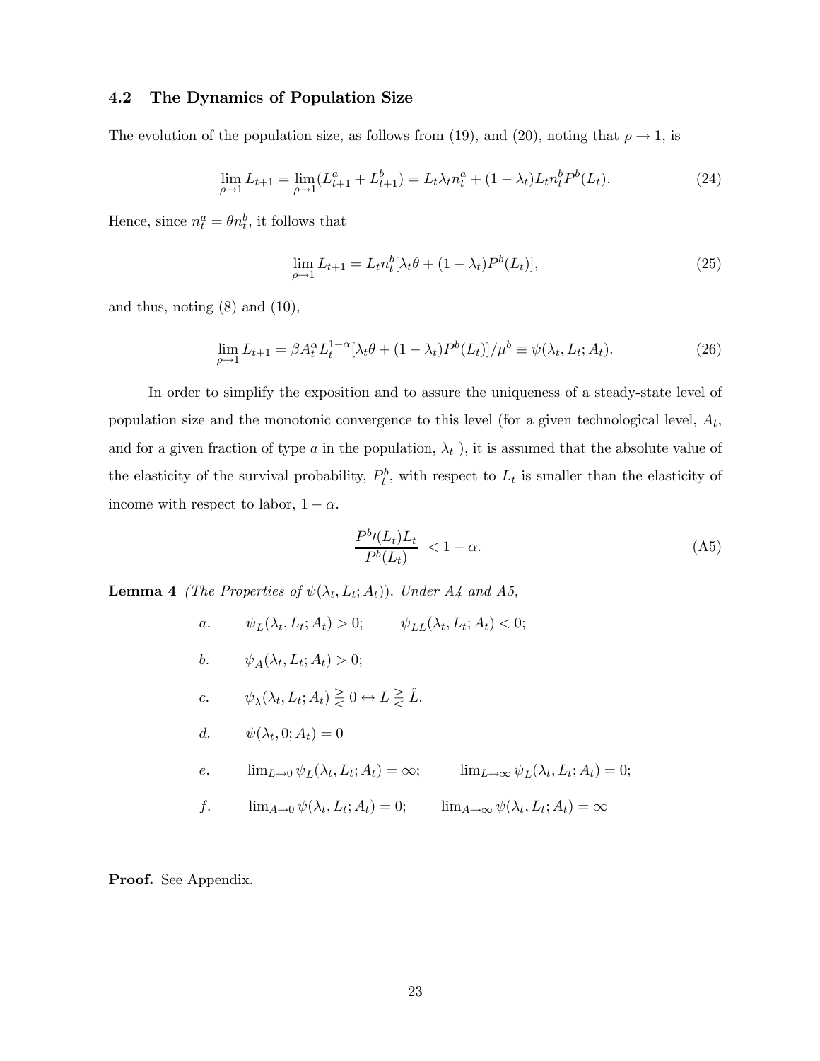### 4.2 The Dynamics of Population Size

The evolution of the population size, as follows from (19), and (20), noting that $\rho \to 1$, is

$$\lim_{\rho \to 1} L_{t+1} = \lim_{\rho \to 1} (L^a_{t+1} + L^b_{t+1}) = L_t \lambda_t n^a_t + (1 - \lambda_t) L_t n^b_t P^b(L_t). \tag{24}$$

Hence, since $n^a_t = \theta n^b_t$, it follows that

$$\lim_{\rho \to 1} L_{t+1} = L_t n^b_t [\lambda_t \theta + (1 - \lambda_t) P^b(L_t)], \tag{25}$$

and thus, noting (8) and (10),

$$\lim_{\rho \to 1} L_{t+1} = \beta A^\alpha_t L^{1-\alpha}_t [\lambda_t \theta + (1 - \lambda_t) P^b(L_t)] / \mu^b \equiv \psi(\lambda_t, L_t; A_t). \tag{26}$$

In order to simplify the exposition and to assure the uniqueness of a steady-state level of population size and the monotonic convergence to this level (for a given technological level, $A_t$, and for a given fraction of type $a$ in the population, $\lambda_t$ ), it is assumed that the absolute value of the elasticity of the survival probability, $P^b_t$, with respect to $L_t$ is smaller than the elasticity of income with respect to labor, $1 - \alpha$.

$$\left| \frac{P^{b\prime}(L_t) L_t}{P^b(L_t)} \right| < 1 - \alpha. \tag{A5}$$

**Lemma 4** *(The Properties of $\psi(\lambda_t, L_t; A_t)$). Under A4 and A5,*

*a.* $\quad \psi_L(\lambda_t, L_t; A_t) > 0; \qquad \psi_{LL}(\lambda_t, L_t; A_t) < 0;$

*b.* $\quad \psi_A(\lambda_t, L_t; A_t) > 0;$

*c.* $\quad \psi_\lambda(\lambda_t, L_t; A_t) \gtreqless 0 \leftrightarrow L \gtreqless \hat{L}.$

*d.* $\quad \psi(\lambda_t, 0; A_t) = 0$

*e.* $\quad \lim_{L \to 0} \psi_L(\lambda_t, L_t; A_t) = \infty; \qquad \lim_{L \to \infty} \psi_L(\lambda_t, L_t; A_t) = 0;$

*f.* $\quad \lim_{A \to 0} \psi(\lambda_t, L_t; A_t) = 0; \qquad \lim_{A \to \infty} \psi(\lambda_t, L_t; A_t) = \infty$

**Proof.** See Appendix.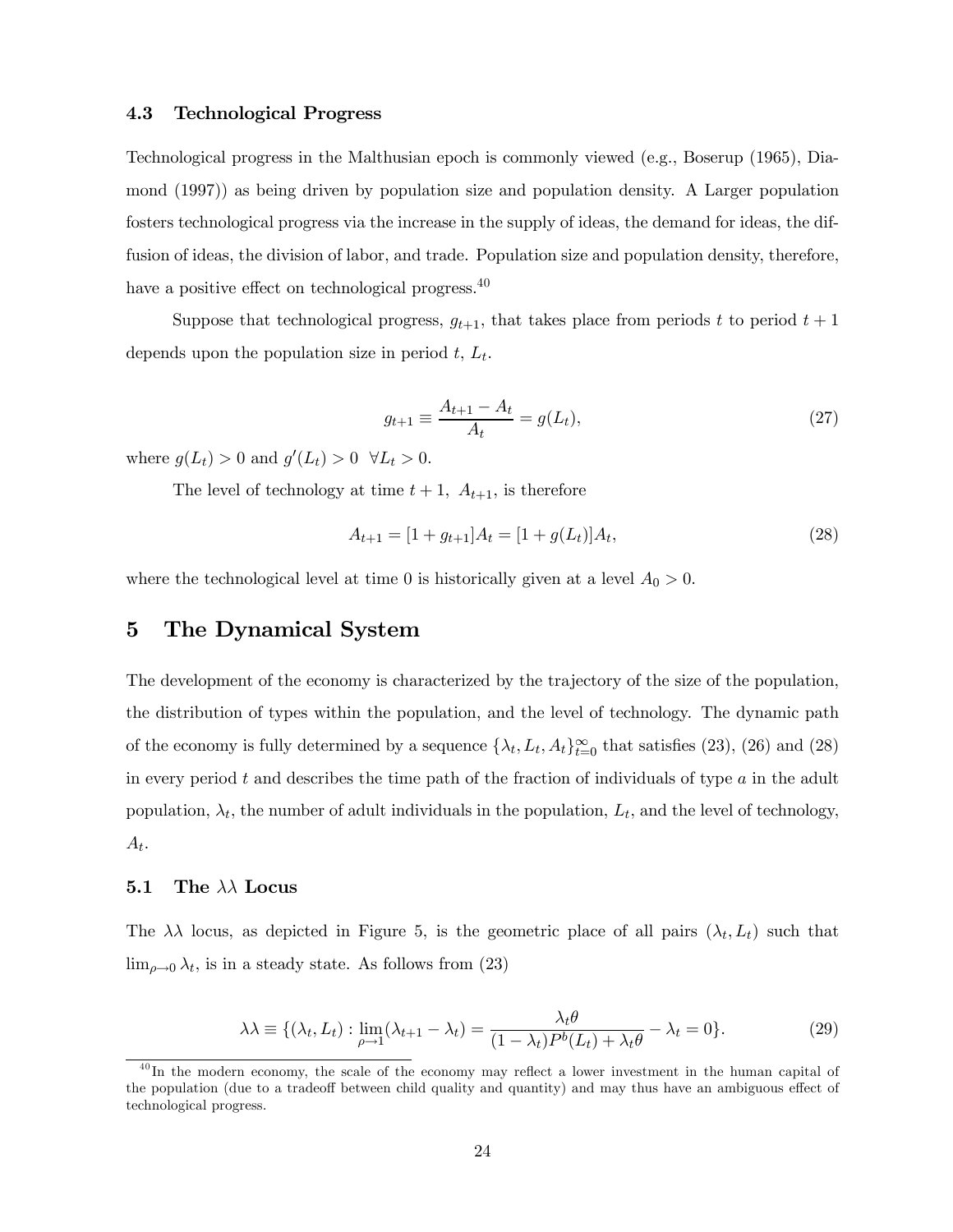### 4.3 Technological Progress

Technological progress in the Malthusian epoch is commonly viewed (e.g., Boserup (1965), Diamond (1997)) as being driven by population size and population density. A Larger population fosters technological progress via the increase in the supply of ideas, the demand for ideas, the diffusion of ideas, the division of labor, and trade. Population size and population density, therefore, have a positive effect on technological progress.[40]

Suppose that technological progress, $g_{t+1}$, that takes place from periods $t$ to period $t+1$ depends upon the population size in period $t$, $L_t$.

$$g_{t+1} \equiv \frac{A_{t+1} - A_t}{A_t} = g(L_t), \tag{27}$$

where $g(L_t) > 0$ and $g'(L_t) > 0 \;\; \forall L_t > 0$.

The level of technology at time $t+1$, $A_{t+1}$, is therefore

$$A_{t+1} = [1 + g_{t+1}]A_t = [1 + g(L_t)]A_t, \tag{28}$$

where the technological level at time 0 is historically given at a level $A_0 > 0$.

## 5 The Dynamical System

The development of the economy is characterized by the trajectory of the size of the population, the distribution of types within the population, and the level of technology. The dynamic path of the economy is fully determined by a sequence $\{\lambda_t, L_t, A_t\}_{t=0}^{\infty}$ that satisfies (23), (26) and (28) in every period $t$ and describes the time path of the fraction of individuals of type $a$ in the adult population, $\lambda_t$, the number of adult individuals in the population, $L_t$, and the level of technology, $A_t$.

### 5.1 The $\lambda\lambda$ Locus

The $\lambda\lambda$ locus, as depicted in Figure 5, is the geometric place of all pairs $(\lambda_t, L_t)$ such that $\lim_{\rho \to 0} \lambda_t$, is in a steady state. As follows from (23)

$$\lambda\lambda \equiv \{(\lambda_t, L_t) : \lim_{\rho \to 1}(\lambda_{t+1} - \lambda_t) = \frac{\lambda_t \theta}{(1 - \lambda_t)P^b(L_t) + \lambda_t \theta} - \lambda_t = 0\}. \tag{29}$$

[40] In the modern economy, the scale of the economy may reflect a lower investment in the human capital of the population (due to a tradeoff between child quality and quantity) and may thus have an ambiguous effect of technological progress.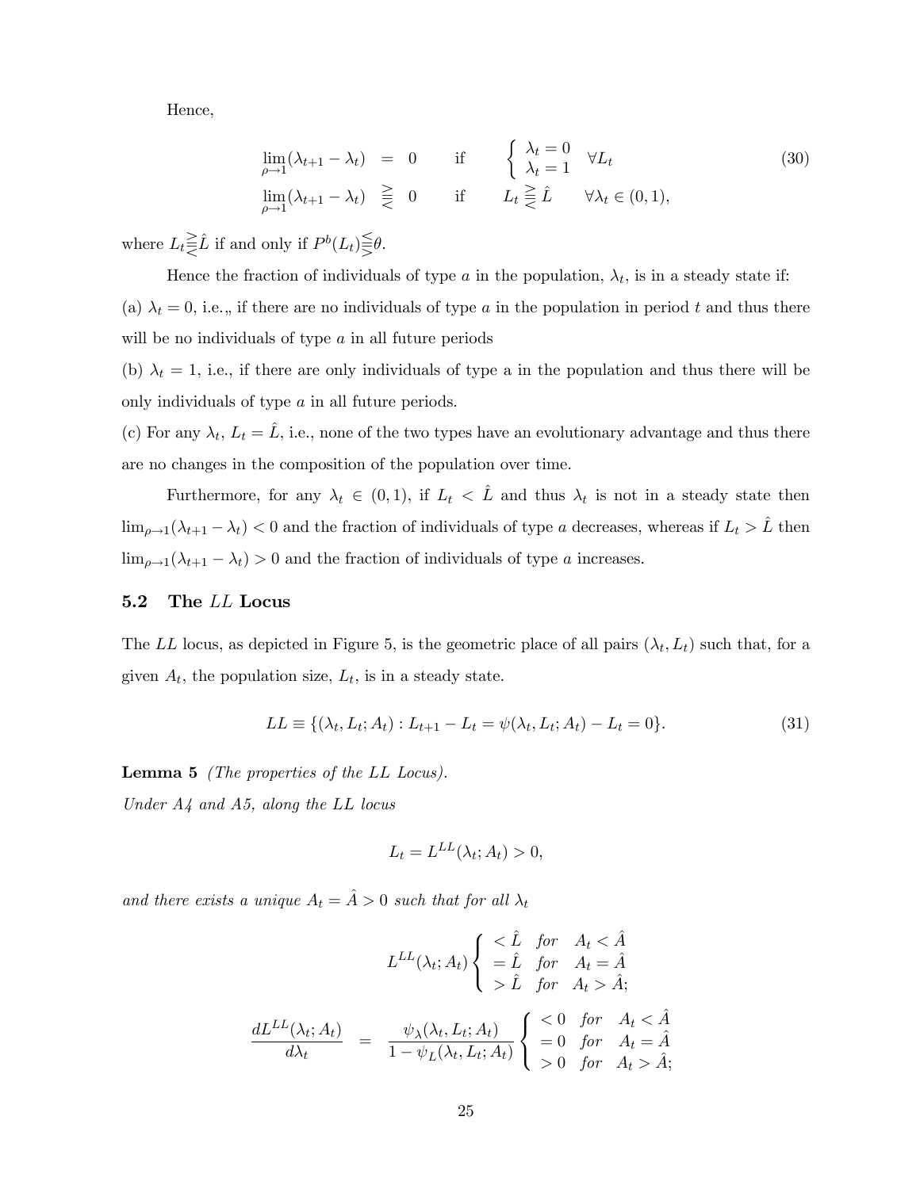Hence,

$$
\begin{array}{rcll}
\lim_{\rho \to 1}(\lambda_{t+1} - \lambda_t) & = & 0 & \text{if} \quad \left\{ \begin{array}{l} \lambda_t = 0 \\ \lambda_t = 1 \end{array} \right. \quad \forall L_t \\
\lim_{\rho \to 1}(\lambda_{t+1} - \lambda_t) & \gtreqless & 0 & \text{if} \quad L_t \gtreqless \hat{L} \quad \forall \lambda_t \in (0, 1),
\end{array}
\tag{30}
$$

where $L_t \gtreqless \hat{L}$ if and only if $P^b(L_t) \lesseqgtr \theta$.

Hence the fraction of individuals of type $a$ in the population, $\lambda_t$, is in a steady state if:
(a) $\lambda_t = 0$, i.e.,, if there are no individuals of type $a$ in the population in period $t$ and thus there will be no individuals of type $a$ in all future periods
(b) $\lambda_t = 1$, i.e., if there are only individuals of type a in the population and thus there will be only individuals of type $a$ in all future periods.
(c) For any $\lambda_t$, $L_t = \hat{L}$, i.e., none of the two types have an evolutionary advantage and thus there are no changes in the composition of the population over time.

Furthermore, for any $\lambda_t \in (0, 1)$, if $L_t < \hat{L}$ and thus $\lambda_t$ is not in a steady state then $\lim_{\rho\to1}(\lambda_{t+1} - \lambda_t) < 0$ and the fraction of individuals of type $a$ decreases, whereas if $L_t > \hat{L}$ then $\lim_{\rho\to1}(\lambda_{t+1} - \lambda_t) > 0$ and the fraction of individuals of type $a$ increases.

### 5.2 The $LL$ Locus

The $LL$ locus, as depicted in Figure 5, is the geometric place of all pairs $(\lambda_t, L_t)$ such that, for a given $A_t$, the population size, $L_t$, is in a steady state.

$$
LL \equiv \{(\lambda_t, L_t; A_t) : L_{t+1} - L_t = \psi(\lambda_t, L_t; A_t) - L_t = 0\}. \tag{31}
$$

**Lemma 5** *(The properties of the LL Locus).*
*Under A4 and A5, along the LL locus*

$$
L_t = L^{LL}(\lambda_t; A_t) > 0,
$$

*and there exists a unique $A_t = \hat{A} > 0$ such that for all $\lambda_t$*

$$
L^{LL}(\lambda_t; A_t) \left\{ \begin{array}{lll} < \hat{L} & for & A_t < \hat{A} \\ = \hat{L} & for & A_t = \hat{A} \\ > \hat{L} & for & A_t > \hat{A}; \end{array} \right.
$$

$$
\frac{dL^{LL}(\lambda_t; A_t)}{d\lambda_t} = \frac{\psi_\lambda(\lambda_t, L_t; A_t)}{1 - \psi_L(\lambda_t, L_t; A_t)} \left\{ \begin{array}{lll} < 0 & for & A_t < \hat{A} \\ = 0 & for & A_t = \hat{A} \\ > 0 & for & A_t > \hat{A}; \end{array} \right.
$$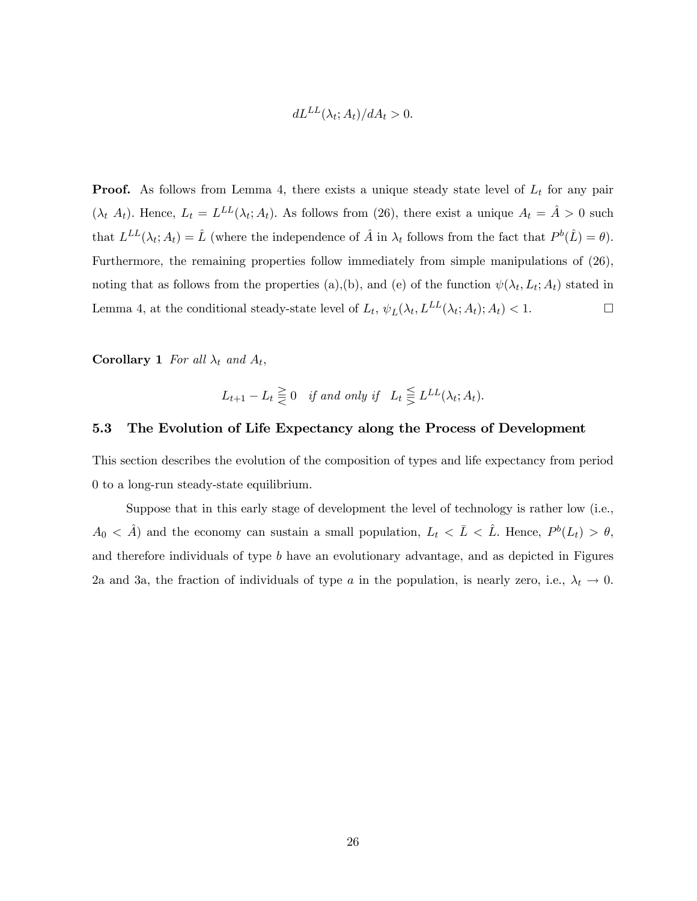$$dL^{LL}(\lambda_t; A_t)/dA_t > 0.$$

**Proof.** As follows from Lemma 4, there exists a unique steady state level of $L_t$ for any pair $(\lambda_t \; A_t)$. Hence, $L_t = L^{LL}(\lambda_t; A_t)$. As follows from (26), there exist a unique $A_t = \hat{A} > 0$ such that $L^{LL}(\lambda_t; A_t) = \hat{L}$ (where the independence of $\hat{A}$ in $\lambda_t$ follows from the fact that $P^b(\hat{L}) = \theta$). Furthermore, the remaining properties follow immediately from simple manipulations of (26), noting that as follows from the properties (a),(b), and (e) of the function $\psi(\lambda_t, L_t; A_t)$ stated in Lemma 4, at the conditional steady-state level of $L_t$, $\psi_L(\lambda_t, L^{LL}(\lambda_t; A_t); A_t) < 1$. $\square$

**Corollary 1** *For all $\lambda_t$ and $A_t$,*

$$L_{t+1} - L_t \gtreqless 0 \quad \textit{if and only if} \quad L_t \lesseqgtr L^{LL}(\lambda_t; A_t).$$

### 5.3 The Evolution of Life Expectancy along the Process of Development

This section describes the evolution of the composition of types and life expectancy from period 0 to a long-run steady-state equilibrium.

Suppose that in this early stage of development the level of technology is rather low (i.e., $A_0 < \hat{A}$) and the economy can sustain a small population, $L_t < \bar{L} < \hat{L}$. Hence, $P^b(L_t) > \theta$, and therefore individuals of type $b$ have an evolutionary advantage, and as depicted in Figures 2a and 3a, the fraction of individuals of type $a$ in the population, is nearly zero, i.e., $\lambda_t \to 0$.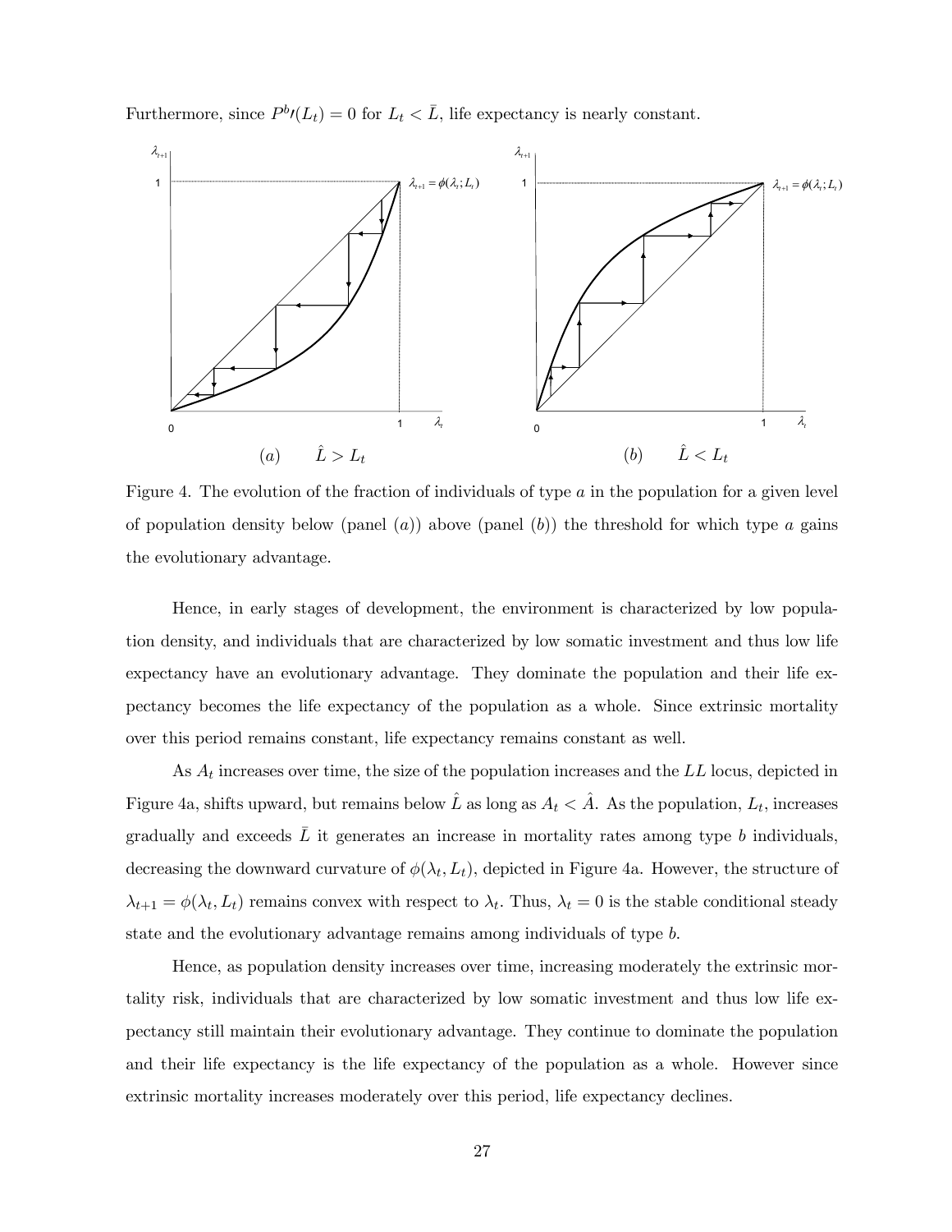Furthermore, since $P^{b\prime}(L_t) = 0$ for $L_t < \bar{L}$, life expectancy is nearly constant.

(a) $\hat{L} > L_t$ (b) $\hat{L} < L_t$

Figure 4. The evolution of the fraction of individuals of type $a$ in the population for a given level of population density below (panel $(a)$) above (panel $(b)$) the threshold for which type $a$ gains the evolutionary advantage.

Hence, in early stages of development, the environment is characterized by low population density, and individuals that are characterized by low somatic investment and thus low life expectancy have an evolutionary advantage. They dominate the population and their life expectancy becomes the life expectancy of the population as a whole. Since extrinsic mortality over this period remains constant, life expectancy remains constant as well.

As $A_t$ increases over time, the size of the population increases and the $LL$ locus, depicted in Figure 4a, shifts upward, but remains below $\hat{L}$ as long as $A_t < \hat{A}$. As the population, $L_t$, increases gradually and exceeds $\bar{L}$ it generates an increase in mortality rates among type $b$ individuals, decreasing the downward curvature of $\phi(\lambda_t, L_t)$, depicted in Figure 4a. However, the structure of $\lambda_{t+1} = \phi(\lambda_t, L_t)$ remains convex with respect to $\lambda_t$. Thus, $\lambda_t = 0$ is the stable conditional steady state and the evolutionary advantage remains among individuals of type $b$.

Hence, as population density increases over time, increasing moderately the extrinsic mortality risk, individuals that are characterized by low somatic investment and thus low life expectancy still maintain their evolutionary advantage. They continue to dominate the population and their life expectancy is the life expectancy of the population as a whole. However since extrinsic mortality increases moderately over this period, life expectancy declines.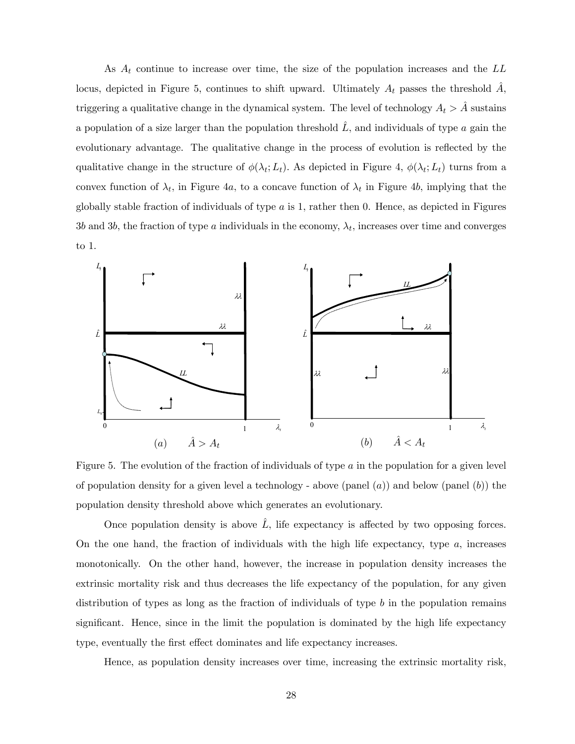As $A_t$ continue to increase over time, the size of the population increases and the $LL$ locus, depicted in Figure 5, continues to shift upward. Ultimately $A_t$ passes the threshold $\hat{A}$, triggering a qualitative change in the dynamical system. The level of technology $A_t > \hat{A}$ sustains a population of a size larger than the population threshold $\hat{L}$, and individuals of type $a$ gain the evolutionary advantage. The qualitative change in the process of evolution is reflected by the qualitative change in the structure of $\phi(\lambda_t; L_t)$. As depicted in Figure 4, $\phi(\lambda_t; L_t)$ turns from a convex function of $\lambda_t$, in Figure 4$a$, to a concave function of $\lambda_t$ in Figure 4$b$, implying that the globally stable fraction of individuals of type $a$ is 1, rather then 0. Hence, as depicted in Figures 3$b$ and 3$b$, the fraction of type $a$ individuals in the economy, $\lambda_t$, increases over time and converges to 1.

(a) $\hat{A} > A_t$ (b) $\hat{A} < A_t$

Figure 5. The evolution of the fraction of individuals of type $a$ in the population for a given level of population density for a given level a technology - above (panel $(a)$) and below (panel $(b)$) the population density threshold above which generates an evolutionary.

Once population density is above $\hat{L}$, life expectancy is affected by two opposing forces. On the one hand, the fraction of individuals with the high life expectancy, type $a$, increases monotonically. On the other hand, however, the increase in population density increases the extrinsic mortality risk and thus decreases the life expectancy of the population, for any given distribution of types as long as the fraction of individuals of type $b$ in the population remains significant. Hence, since in the limit the population is dominated by the high life expectancy type, eventually the first effect dominates and life expectancy increases.

Hence, as population density increases over time, increasing the extrinsic mortality risk,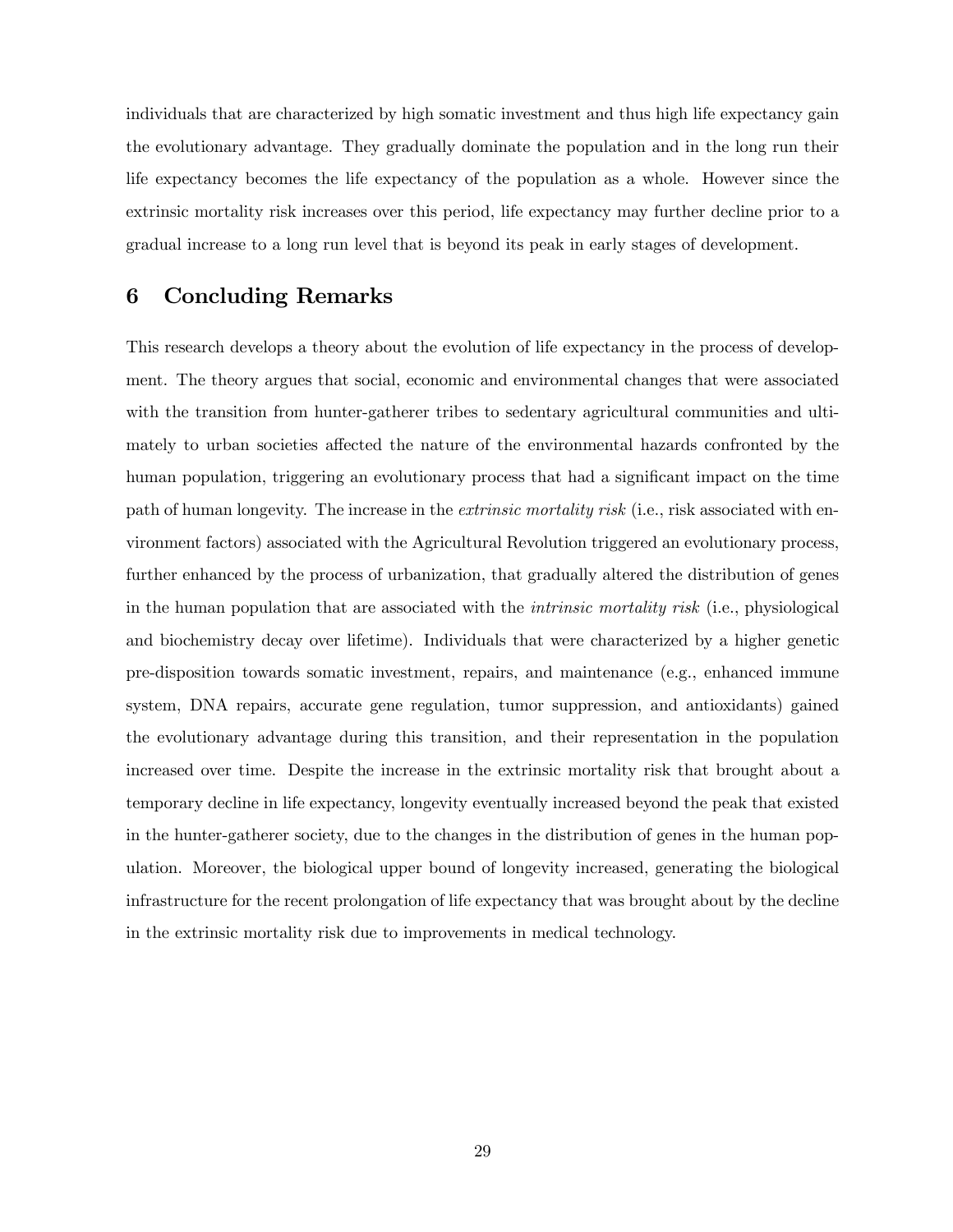individuals that are characterized by high somatic investment and thus high life expectancy gain the evolutionary advantage. They gradually dominate the population and in the long run their life expectancy becomes the life expectancy of the population as a whole. However since the extrinsic mortality risk increases over this period, life expectancy may further decline prior to a gradual increase to a long run level that is beyond its peak in early stages of development.

## 6 Concluding Remarks

This research develops a theory about the evolution of life expectancy in the process of development. The theory argues that social, economic and environmental changes that were associated with the transition from hunter-gatherer tribes to sedentary agricultural communities and ultimately to urban societies affected the nature of the environmental hazards confronted by the human population, triggering an evolutionary process that had a significant impact on the time path of human longevity. The increase in the *extrinsic mortality risk* (i.e., risk associated with environment factors) associated with the Agricultural Revolution triggered an evolutionary process, further enhanced by the process of urbanization, that gradually altered the distribution of genes in the human population that are associated with the *intrinsic mortality risk* (i.e., physiological and biochemistry decay over lifetime). Individuals that were characterized by a higher genetic pre-disposition towards somatic investment, repairs, and maintenance (e.g., enhanced immune system, DNA repairs, accurate gene regulation, tumor suppression, and antioxidants) gained the evolutionary advantage during this transition, and their representation in the population increased over time. Despite the increase in the extrinsic mortality risk that brought about a temporary decline in life expectancy, longevity eventually increased beyond the peak that existed in the hunter-gatherer society, due to the changes in the distribution of genes in the human population. Moreover, the biological upper bound of longevity increased, generating the biological infrastructure for the recent prolongation of life expectancy that was brought about by the decline in the extrinsic mortality risk due to improvements in medical technology.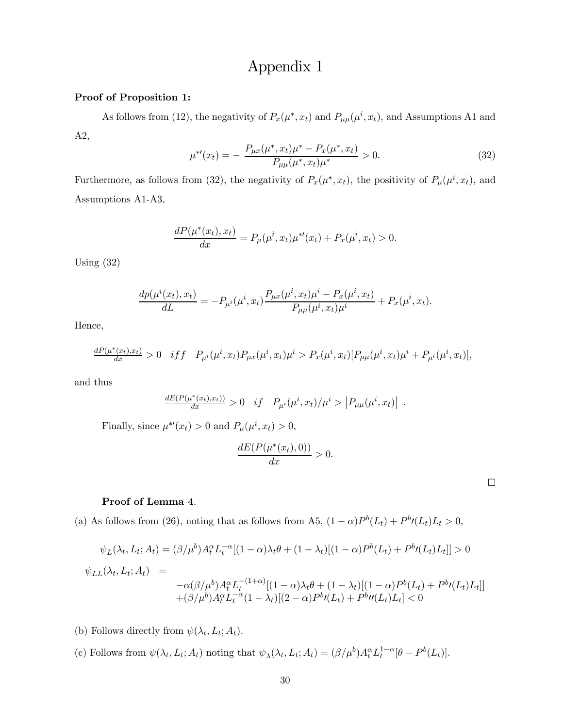# Appendix 1

**Proof of Proposition 1:**

As follows from (12), the negativity of $P_x(\mu^*, x_t)$ and $P_{\mu\mu}(\mu^i, x_t)$, and Assumptions A1 and A2,

$$\mu^{*\prime}(x_t) = -\frac{P_{\mu x}(\mu^*, x_t)\mu^* - P_x(\mu^*, x_t)}{P_{\mu\mu}(\mu^*, x_t)\mu^*} > 0. \tag{32}$$

Furthermore, as follows from (32), the negativity of $P_x(\mu^*, x_t)$, the positivity of $P_\mu(\mu^i, x_t)$, and Assumptions A1-A3,

$$\frac{dP(\mu^*(x_t), x_t)}{dx} = P_\mu(\mu^i, x_t)\mu^{*\prime}(x_t) + P_x(\mu^i, x_t) > 0.$$

Using (32)

$$\frac{dp(\mu^i(x_t), x_t)}{dL} = -P_{\mu^i}(\mu^i, x_t)\frac{P_{\mu x}(\mu^i, x_t)\mu^i - P_x(\mu^i, x_t)}{P_{\mu\mu}(\mu^i, x_t)\mu^i} + P_x(\mu^i, x_t).$$

Hence,

$$\tfrac{dP(\mu^*(x_t), x_t)}{dx} > 0 \quad iff \quad P_{\mu^i}(\mu^i, x_t)P_{\mu x}(\mu^i, x_t)\mu^i > P_x(\mu^i, x_t)[P_{\mu\mu}(\mu^i, x_t)\mu^i + P_{\mu^i}(\mu^i, x_t)],$$

and thus

$$\tfrac{dE(P(\mu^*(x_t), x_t))}{dx} > 0 \quad if \quad P_{\mu^i}(\mu^i, x_t)/\mu^i > \left|P_{\mu\mu}(\mu^i, x_t)\right| \ .$$

Finally, since $\mu^{*\prime}(x_t) > 0$ and $P_\mu(\mu^i, x_t) > 0$,

$$\frac{dE(P(\mu^*(x_t), 0))}{dx} > 0.$$

$\square$

**Proof of Lemma 4**.

(a) As follows from (26), noting that as follows from A5, $(1-\alpha)P^b(L_t) + P^{b\prime}(L_t)L_t > 0$,

$$\psi_L(\lambda_t, L_t; A_t) = (\beta/\mu^b)A_t^\alpha L_t^{-\alpha}[(1-\alpha)\lambda_t\theta + (1-\lambda_t)[(1-\alpha)P^b(L_t) + P^{b\prime}(L_t)L_t]] > 0$$

$$\begin{aligned}\psi_{LL}(\lambda_t, L_t; A_t) \quad = \quad & \\ & -\alpha(\beta/\mu^b)A_t^\alpha L_t^{-(1+\alpha)}[(1-\alpha)\lambda_t\theta + (1-\lambda_t)[(1-\alpha)P^b(L_t) + P^{b\prime}(L_t)L_t]] \\ & +(\beta/\mu^b)A_t^\alpha L_t^{-\alpha}(1-\lambda_t)[(2-\alpha)P^{b\prime}(L_t) + P^{b\prime\prime}(L_t)L_t] < 0\end{aligned}$$

(b) Follows directly from $\psi(\lambda_t, L_t; A_t)$.

(c) Follows from $\psi(\lambda_t, L_t; A_t)$ noting that $\psi_\lambda(\lambda_t, L_t; A_t) = (\beta/\mu^b)A_t^\alpha L_t^{1-\alpha}[\theta - P^b(L_t)]$.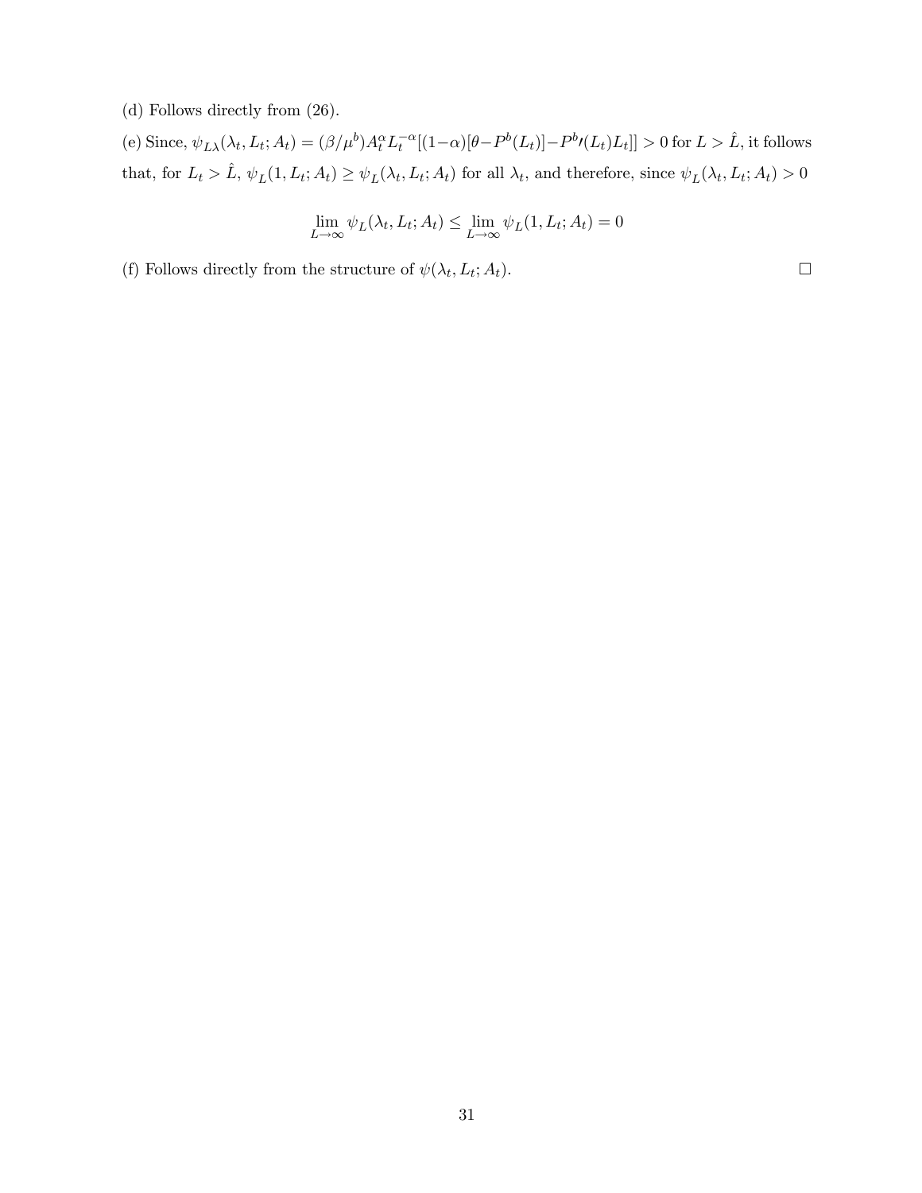(d) Follows directly from (26).

(e) Since, $\psi_{L\lambda}(\lambda_t, L_t; A_t) = (\beta/\mu^b)A_t^{\alpha}L_t^{-\alpha}[(1-\alpha)[\theta - P^b(L_t)] - P^{b\prime}(L_t)L_t]] > 0$ for $L > \hat{L}$, it follows that, for $L_t > \hat{L}$, $\psi_L(1, L_t; A_t) \geq \psi_L(\lambda_t, L_t; A_t)$ for all $\lambda_t$, and therefore, since $\psi_L(\lambda_t, L_t; A_t) > 0$

$$\lim_{L \to \infty} \psi_L(\lambda_t, L_t; A_t) \leq \lim_{L \to \infty} \psi_L(1, L_t; A_t) = 0$$

(f) Follows directly from the structure of $\psi(\lambda_t, L_t; A_t)$. □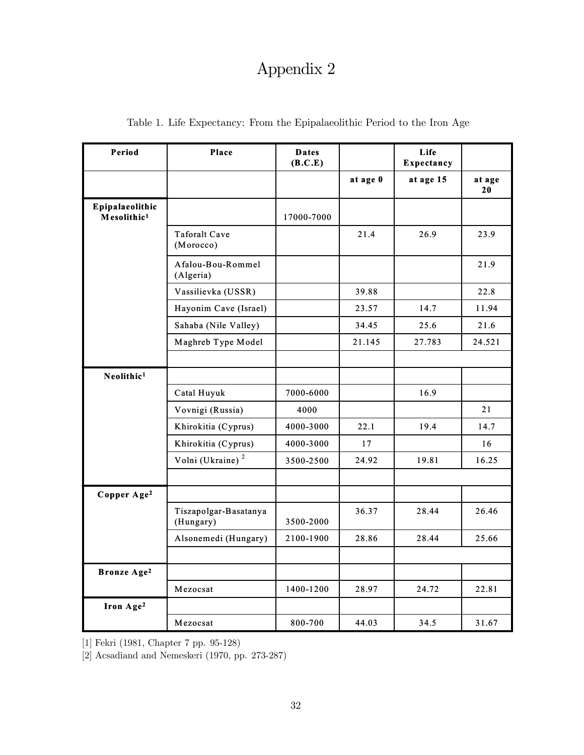# Appendix 2

Table 1. Life Expectancy: From the Epipalaeolithic Period to the Iron Age

| Period | Place | Dates (B.C.E) | | Life Expectancy | |
|---|---|---|---|---|---|
| | | | at age 0 | at age 15 | at age 20 |
| Epipalaeolithic Mesolithic[1] | | 17000-7000 | | | |
| | Taforalt Cave (Morocco) | | 21.4 | 26.9 | 23.9 |
| | Afalou-Bou-Rommel (Algeria) | | | | 21.9 |
| | Vassilievka (USSR) | | 39.88 | | 22.8 |
| | Hayonim Cave (Israel) | | 23.57 | 14.7 | 11.94 |
| | Sahaba (Nile Valley) | | 34.45 | 25.6 | 21.6 |
| | Maghreb Type Model | | 21.145 | 27.783 | 24.521 |
| | | | | | |
| Neolithic[1] | | | | | |
| | Catal Huyuk | 7000-6000 | | 16.9 | |
| | Vovnigi (Russia) | 4000 | | | 21 |
| | Khirokitia (Cyprus) | 4000-3000 | 22.1 | 19.4 | 14.7 |
| | Khirokitia (Cyprus) | 4000-3000 | 17 | | 16 |
| | Volni (Ukraine)[2] | 3500-2500 | 24.92 | 19.81 | 16.25 |
| | | | | | |
| Copper Age[2] | | | | | |
| | Tiszapolgar-Basatanya (Hungary) | 3500-2000 | 36.37 | 28.44 | 26.46 |
| | Alsonemedi (Hungary) | 2100-1900 | 28.86 | 28.44 | 25.66 |
| | | | | | |
| Bronze Age[2] | | | | | |
| | Mezocsat | 1400-1200 | 28.97 | 24.72 | 22.81 |
| Iron Age[2] | | | | | |
| | Mezocsat | 800-700 | 44.03 | 34.5 | 31.67 |

[1] Fekri (1981, Chapter 7 pp. 95-128)

[2] Acsadiand and Nemeskeri (1970, pp. 273-287)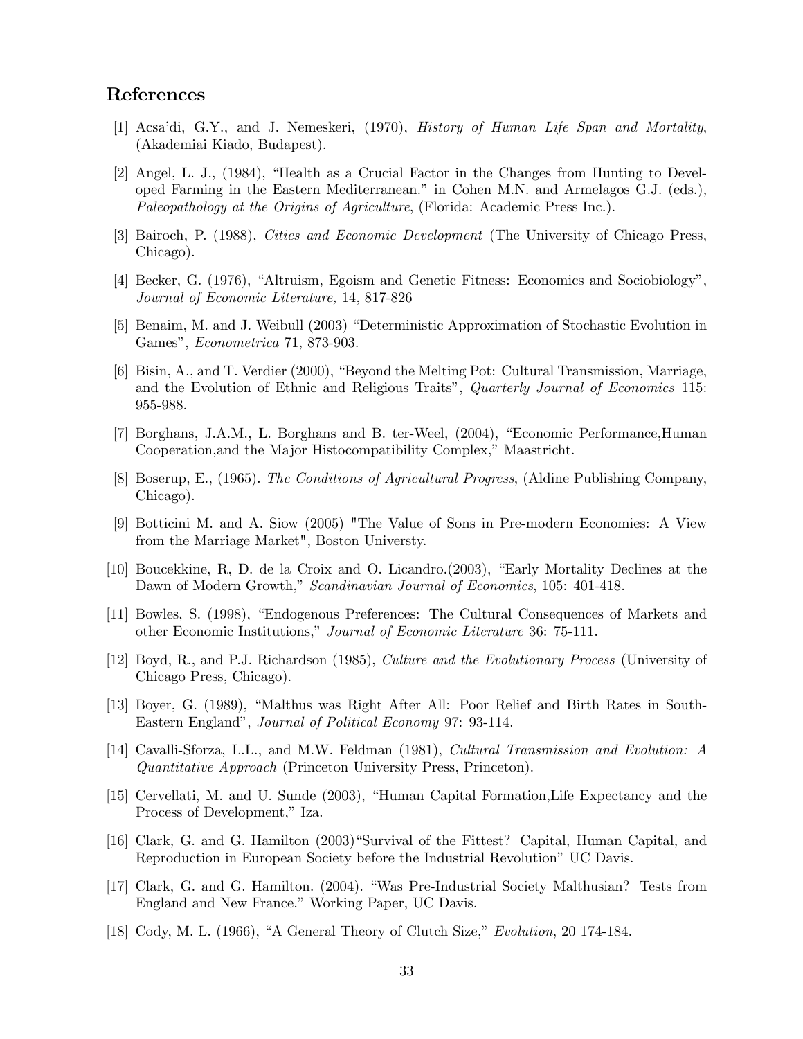## References

[1] Acsa'di, G.Y., and J. Nemeskeri, (1970), *History of Human Life Span and Mortality*, (Akademiai Kiado, Budapest).

[2] Angel, L. J., (1984), "Health as a Crucial Factor in the Changes from Hunting to Developed Farming in the Eastern Mediterranean." in Cohen M.N. and Armelagos G.J. (eds.), *Paleopathology at the Origins of Agriculture*, (Florida: Academic Press Inc.).

[3] Bairoch, P. (1988), *Cities and Economic Development* (The University of Chicago Press, Chicago).

[4] Becker, G. (1976), "Altruism, Egoism and Genetic Fitness: Economics and Sociobiology", *Journal of Economic Literature,* 14, 817-826

[5] Benaim, M. and J. Weibull (2003) "Deterministic Approximation of Stochastic Evolution in Games", *Econometrica* 71, 873-903.

[6] Bisin, A., and T. Verdier (2000), "Beyond the Melting Pot: Cultural Transmission, Marriage, and the Evolution of Ethnic and Religious Traits", *Quarterly Journal of Economics* 115: 955-988.

[7] Borghans, J.A.M., L. Borghans and B. ter-Weel, (2004), "Economic Performance,Human Cooperation,and the Major Histocompatibility Complex," Maastricht.

[8] Boserup, E., (1965). *The Conditions of Agricultural Progress*, (Aldine Publishing Company, Chicago).

[9] Botticini M. and A. Siow (2005) "The Value of Sons in Pre-modern Economies: A View from the Marriage Market", Boston Universty.

[10] Boucekkine, R, D. de la Croix and O. Licandro.(2003), "Early Mortality Declines at the Dawn of Modern Growth," *Scandinavian Journal of Economics*, 105: 401-418.

[11] Bowles, S. (1998), "Endogenous Preferences: The Cultural Consequences of Markets and other Economic Institutions," *Journal of Economic Literature* 36: 75-111.

[12] Boyd, R., and P.J. Richardson (1985), *Culture and the Evolutionary Process* (University of Chicago Press, Chicago).

[13] Boyer, G. (1989), "Malthus was Right After All: Poor Relief and Birth Rates in South-Eastern England", *Journal of Political Economy* 97: 93-114.

[14] Cavalli-Sforza, L.L., and M.W. Feldman (1981), *Cultural Transmission and Evolution: A Quantitative Approach* (Princeton University Press, Princeton).

[15] Cervellati, M. and U. Sunde (2003), "Human Capital Formation,Life Expectancy and the Process of Development," Iza.

[16] Clark, G. and G. Hamilton (2003)"Survival of the Fittest? Capital, Human Capital, and Reproduction in European Society before the Industrial Revolution" UC Davis.

[17] Clark, G. and G. Hamilton. (2004). "Was Pre-Industrial Society Malthusian? Tests from England and New France." Working Paper, UC Davis.

[18] Cody, M. L. (1966), "A General Theory of Clutch Size," *Evolution*, 20 174-184.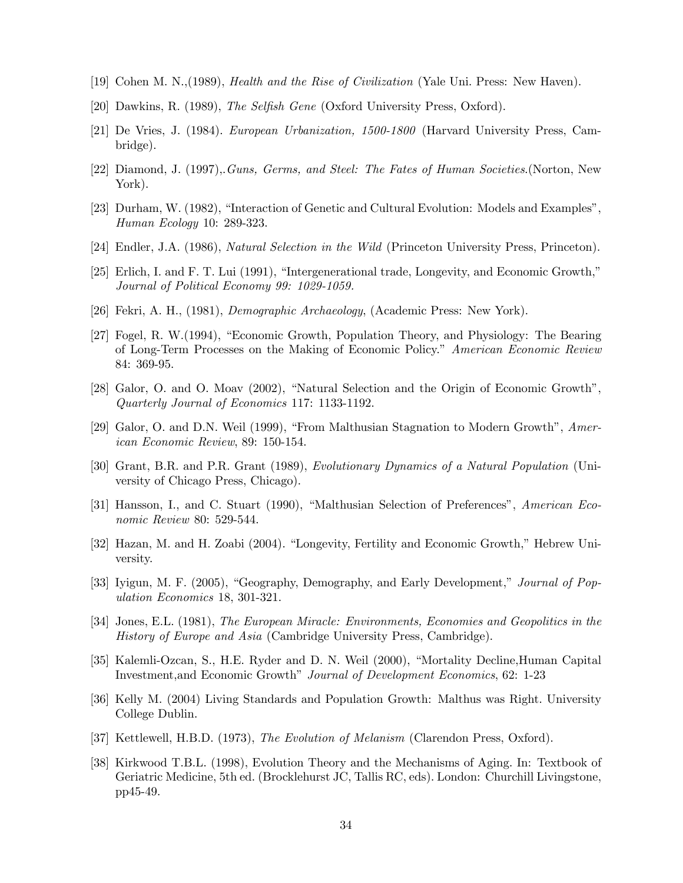[19] Cohen M. N.,(1989), *Health and the Rise of Civilization* (Yale Uni. Press: New Haven).

[20] Dawkins, R. (1989), *The Selfish Gene* (Oxford University Press, Oxford).

[21] De Vries, J. (1984). *European Urbanization, 1500-1800* (Harvard University Press, Cambridge).

[22] Diamond, J. (1997),.*Guns, Germs, and Steel: The Fates of Human Societies.*(Norton, New York).

[23] Durham, W. (1982), "Interaction of Genetic and Cultural Evolution: Models and Examples", *Human Ecology* 10: 289-323.

[24] Endler, J.A. (1986), *Natural Selection in the Wild* (Princeton University Press, Princeton).

[25] Erlich, I. and F. T. Lui (1991), "Intergenerational trade, Longevity, and Economic Growth," *Journal of Political Economy 99: 1029-1059.*

[26] Fekri, A. H., (1981), *Demographic Archaeology*, (Academic Press: New York).

[27] Fogel, R. W.(1994), "Economic Growth, Population Theory, and Physiology: The Bearing of Long-Term Processes on the Making of Economic Policy." *American Economic Review* 84: 369-95.

[28] Galor, O. and O. Moav (2002), "Natural Selection and the Origin of Economic Growth", *Quarterly Journal of Economics* 117: 1133-1192.

[29] Galor, O. and D.N. Weil (1999), "From Malthusian Stagnation to Modern Growth", *American Economic Review*, 89: 150-154.

[30] Grant, B.R. and P.R. Grant (1989), *Evolutionary Dynamics of a Natural Population* (University of Chicago Press, Chicago).

[31] Hansson, I., and C. Stuart (1990), "Malthusian Selection of Preferences", *American Economic Review* 80: 529-544.

[32] Hazan, M. and H. Zoabi (2004). "Longevity, Fertility and Economic Growth," Hebrew University.

[33] Iyigun, M. F. (2005), "Geography, Demography, and Early Development," *Journal of Population Economics* 18, 301-321.

[34] Jones, E.L. (1981), *The European Miracle: Environments, Economies and Geopolitics in the History of Europe and Asia* (Cambridge University Press, Cambridge).

[35] Kalemli-Ozcan, S., H.E. Ryder and D. N. Weil (2000), "Mortality Decline,Human Capital Investment,and Economic Growth" *Journal of Development Economics*, 62: 1-23

[36] Kelly M. (2004) Living Standards and Population Growth: Malthus was Right. University College Dublin.

[37] Kettlewell, H.B.D. (1973), *The Evolution of Melanism* (Clarendon Press, Oxford).

[38] Kirkwood T.B.L. (1998), Evolution Theory and the Mechanisms of Aging. In: Textbook of Geriatric Medicine, 5th ed. (Brocklehurst JC, Tallis RC, eds). London: Churchill Livingstone, pp45-49.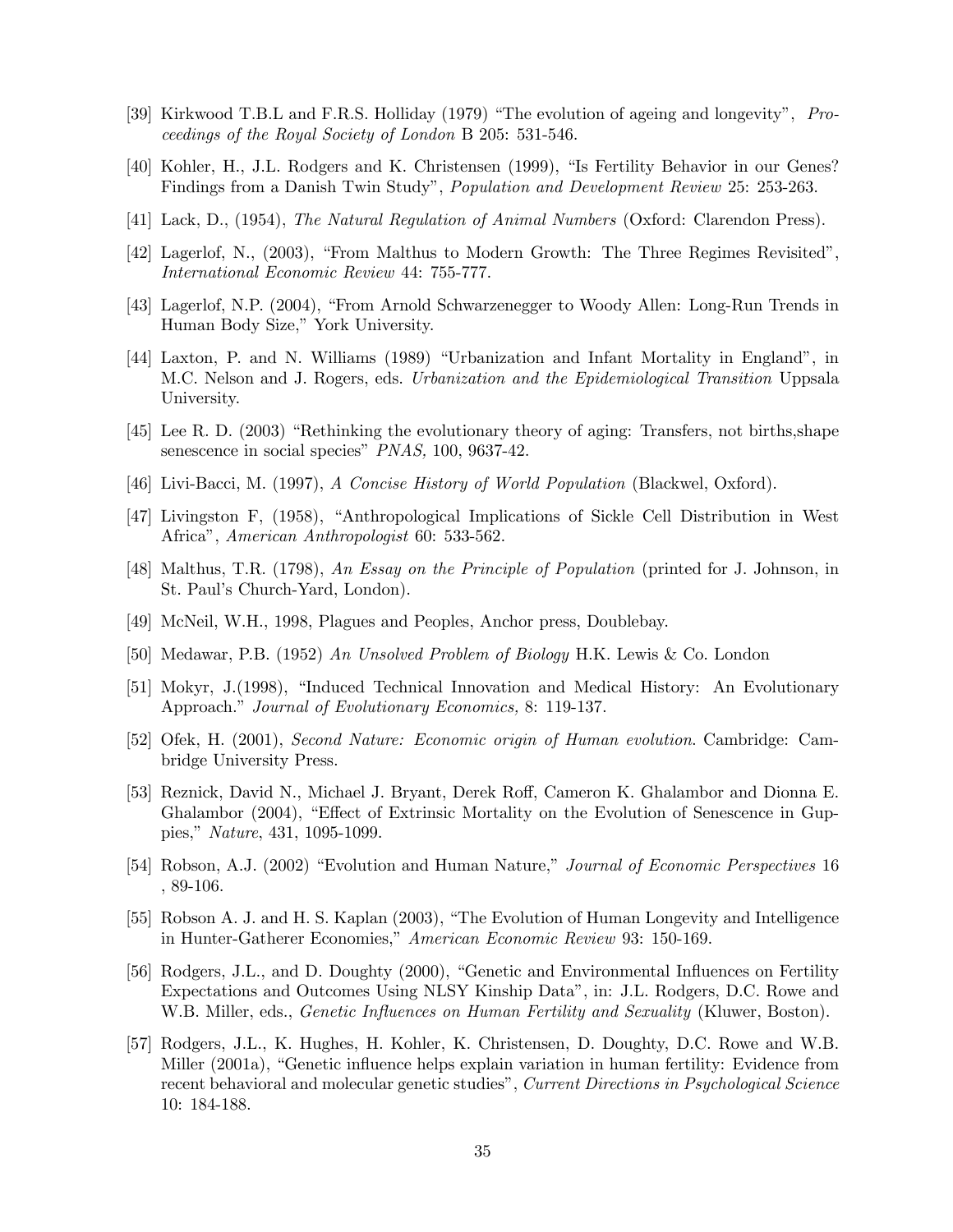[39] Kirkwood T.B.L and F.R.S. Holliday (1979) "The evolution of ageing and longevity", *Proceedings of the Royal Society of London* B 205: 531-546.

[40] Kohler, H., J.L. Rodgers and K. Christensen (1999), "Is Fertility Behavior in our Genes? Findings from a Danish Twin Study", *Population and Development Review* 25: 253-263.

[41] Lack, D., (1954), *The Natural Regulation of Animal Numbers* (Oxford: Clarendon Press).

[42] Lagerlof, N., (2003), "From Malthus to Modern Growth: The Three Regimes Revisited", *International Economic Review* 44: 755-777.

[43] Lagerlof, N.P. (2004), "From Arnold Schwarzenegger to Woody Allen: Long-Run Trends in Human Body Size," York University.

[44] Laxton, P. and N. Williams (1989) "Urbanization and Infant Mortality in England", in M.C. Nelson and J. Rogers, eds. *Urbanization and the Epidemiological Transition* Uppsala University.

[45] Lee R. D. (2003) "Rethinking the evolutionary theory of aging: Transfers, not births,shape senescence in social species" *PNAS,* 100, 9637-42.

[46] Livi-Bacci, M. (1997), *A Concise History of World Population* (Blackwel, Oxford).

[47] Livingston F, (1958), "Anthropological Implications of Sickle Cell Distribution in West Africa", *American Anthropologist* 60: 533-562.

[48] Malthus, T.R. (1798), *An Essay on the Principle of Population* (printed for J. Johnson, in St. Paul's Church-Yard, London).

[49] McNeil, W.H., 1998, Plagues and Peoples, Anchor press, Doublebay.

[50] Medawar, P.B. (1952) *An Unsolved Problem of Biology* H.K. Lewis & Co. London

[51] Mokyr, J.(1998), "Induced Technical Innovation and Medical History: An Evolutionary Approach." *Journal of Evolutionary Economics,* 8: 119-137.

[52] Ofek, H. (2001), *Second Nature: Economic origin of Human evolution*. Cambridge: Cambridge University Press.

[53] Reznick, David N., Michael J. Bryant, Derek Roff, Cameron K. Ghalambor and Dionna E. Ghalambor (2004), "Effect of Extrinsic Mortality on the Evolution of Senescence in Guppies," *Nature*, 431, 1095-1099.

[54] Robson, A.J. (2002) "Evolution and Human Nature," *Journal of Economic Perspectives* 16 , 89-106.

[55] Robson A. J. and H. S. Kaplan (2003), "The Evolution of Human Longevity and Intelligence in Hunter-Gatherer Economies," *American Economic Review* 93: 150-169.

[56] Rodgers, J.L., and D. Doughty (2000), "Genetic and Environmental Influences on Fertility Expectations and Outcomes Using NLSY Kinship Data", in: J.L. Rodgers, D.C. Rowe and W.B. Miller, eds., *Genetic Influences on Human Fertility and Sexuality* (Kluwer, Boston).

[57] Rodgers, J.L., K. Hughes, H. Kohler, K. Christensen, D. Doughty, D.C. Rowe and W.B. Miller (2001a), "Genetic influence helps explain variation in human fertility: Evidence from recent behavioral and molecular genetic studies", *Current Directions in Psychological Science* 10: 184-188.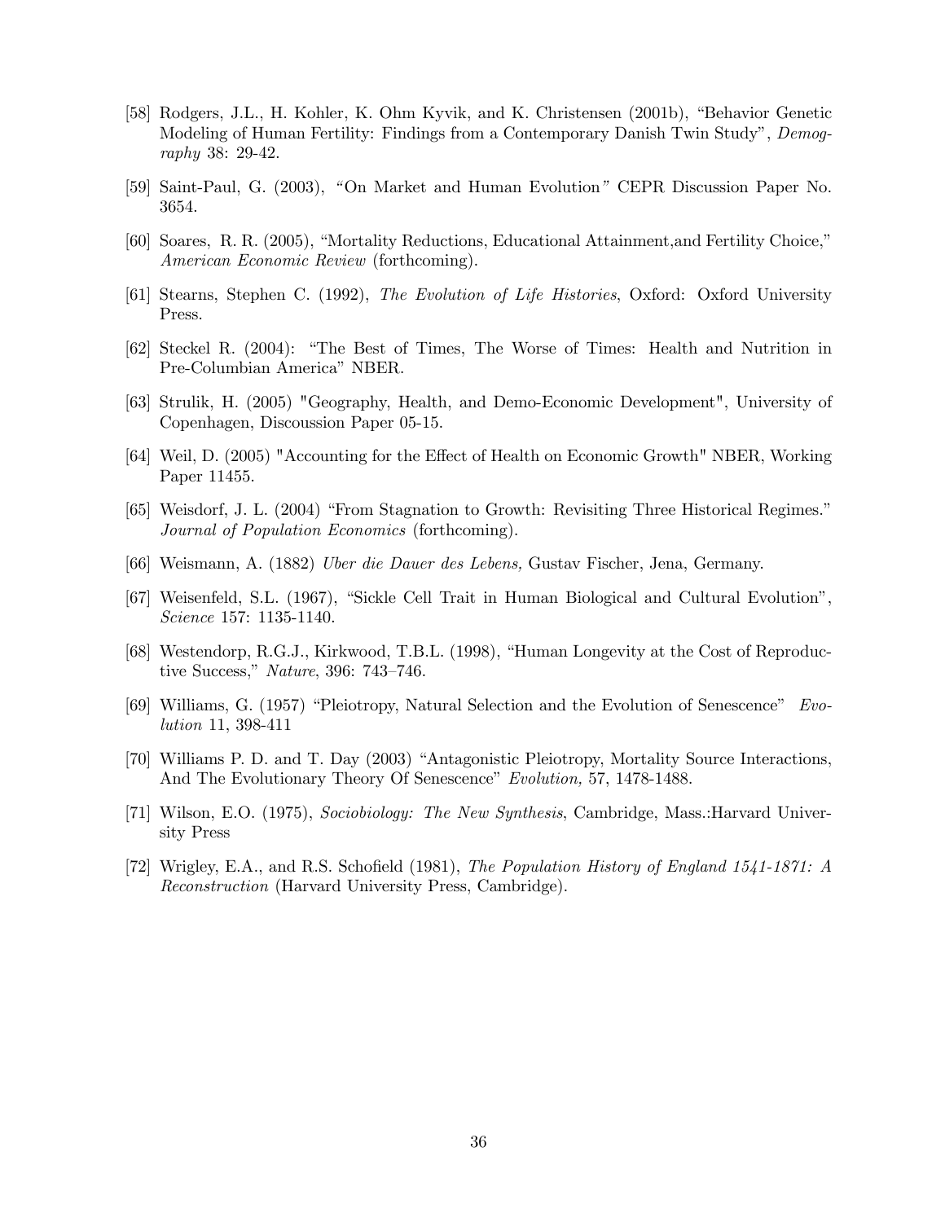[58] Rodgers, J.L., H. Kohler, K. Ohm Kyvik, and K. Christensen (2001b), "Behavior Genetic Modeling of Human Fertility: Findings from a Contemporary Danish Twin Study", *Demography* 38: 29-42.

[59] Saint-Paul, G. (2003), "On Market and Human Evolution" CEPR Discussion Paper No. 3654.

[60] Soares, R. R. (2005), "Mortality Reductions, Educational Attainment,and Fertility Choice," *American Economic Review* (forthcoming).

[61] Stearns, Stephen C. (1992), *The Evolution of Life Histories*, Oxford: Oxford University Press.

[62] Steckel R. (2004): "The Best of Times, The Worse of Times: Health and Nutrition in Pre-Columbian America" NBER.

[63] Strulik, H. (2005) "Geography, Health, and Demo-Economic Development", University of Copenhagen, Discoussion Paper 05-15.

[64] Weil, D. (2005) "Accounting for the Effect of Health on Economic Growth" NBER, Working Paper 11455.

[65] Weisdorf, J. L. (2004) "From Stagnation to Growth: Revisiting Three Historical Regimes." *Journal of Population Economics* (forthcoming).

[66] Weismann, A. (1882) *Uber die Dauer des Lebens,* Gustav Fischer, Jena, Germany.

[67] Weisenfeld, S.L. (1967), "Sickle Cell Trait in Human Biological and Cultural Evolution", *Science* 157: 1135-1140.

[68] Westendorp, R.G.J., Kirkwood, T.B.L. (1998), "Human Longevity at the Cost of Reproductive Success," *Nature*, 396: 743–746.

[69] Williams, G. (1957) "Pleiotropy, Natural Selection and the Evolution of Senescence" *Evolution* 11, 398-411

[70] Williams P. D. and T. Day (2003) "Antagonistic Pleiotropy, Mortality Source Interactions, And The Evolutionary Theory Of Senescence" *Evolution,* 57, 1478-1488.

[71] Wilson, E.O. (1975), *Sociobiology: The New Synthesis*, Cambridge, Mass.:Harvard University Press

[72] Wrigley, E.A., and R.S. Schofield (1981), *The Population History of England 1541-1871: A Reconstruction* (Harvard University Press, Cambridge).